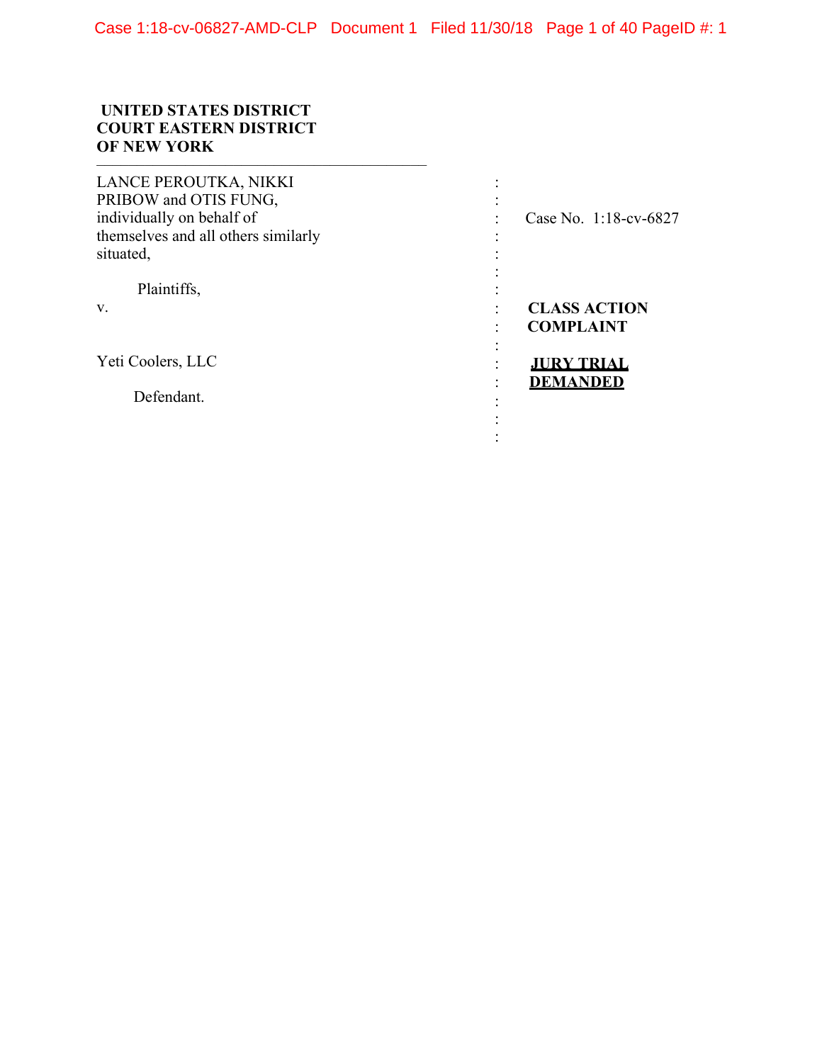**UNITED STATES DISTRICT COURT EASTERN DISTRICT OF NEW YORK**

| | | |
|---|---|---|
| LANCE PEROUTKA, NIKKI PRIBOW and OTIS FUNG, individually on behalf of themselves and all others similarly situated, | : | Case No. 1:18-cv-6827 |
| Plaintiffs, | : | |
| v. | : | **CLASS ACTION COMPLAINT** |
| Yeti Coolers, LLC | : | **JURY TRIAL DEMANDED** |
| Defendant. | : | |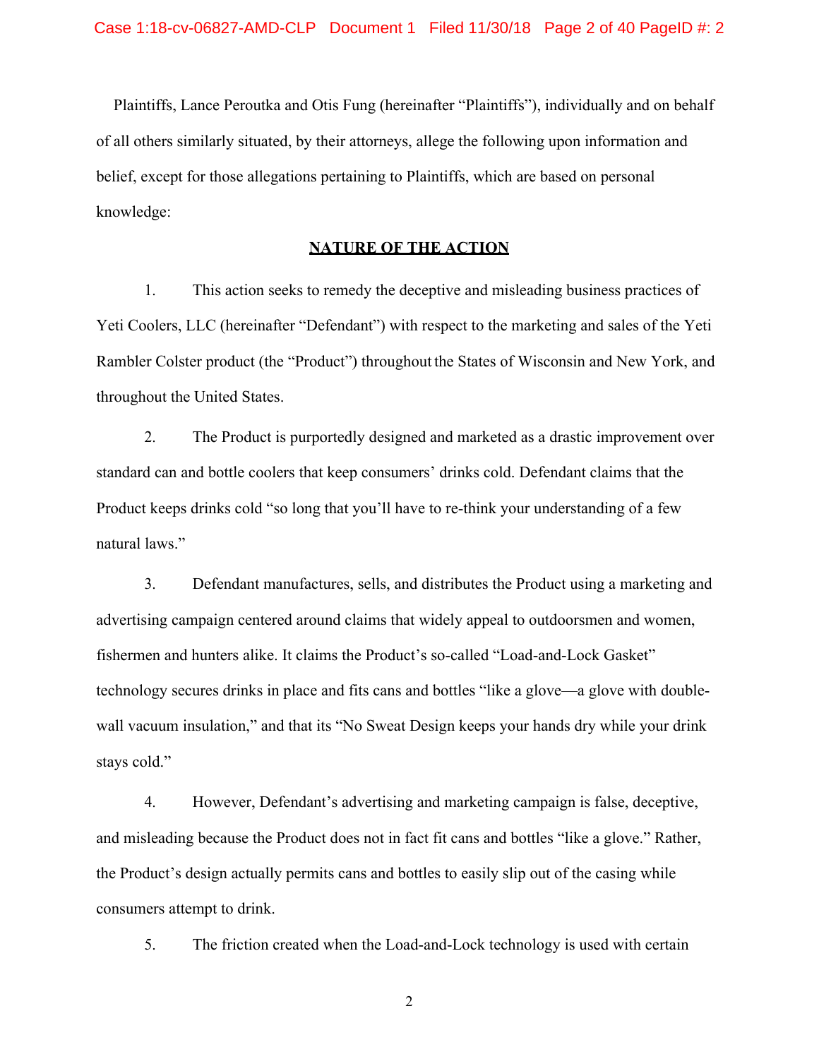Plaintiffs, Lance Peroutka and Otis Fung (hereinafter "Plaintiffs"), individually and on behalf of all others similarly situated, by their attorneys, allege the following upon information and belief, except for those allegations pertaining to Plaintiffs, which are based on personal knowledge:

## NATURE OF THE ACTION

1. This action seeks to remedy the deceptive and misleading business practices of Yeti Coolers, LLC (hereinafter "Defendant") with respect to the marketing and sales of the Yeti Rambler Colster product (the "Product") throughout the States of Wisconsin and New York, and throughout the United States.

2. The Product is purportedly designed and marketed as a drastic improvement over standard can and bottle coolers that keep consumers' drinks cold. Defendant claims that the Product keeps drinks cold "so long that you'll have to re-think your understanding of a few natural laws."

3. Defendant manufactures, sells, and distributes the Product using a marketing and advertising campaign centered around claims that widely appeal to outdoorsmen and women, fishermen and hunters alike. It claims the Product's so-called "Load-and-Lock Gasket" technology secures drinks in place and fits cans and bottles "like a glove—a glove with double-wall vacuum insulation," and that its "No Sweat Design keeps your hands dry while your drink stays cold."

4. However, Defendant's advertising and marketing campaign is false, deceptive, and misleading because the Product does not in fact fit cans and bottles "like a glove." Rather, the Product's design actually permits cans and bottles to easily slip out of the casing while consumers attempt to drink.

5. The friction created when the Load-and-Lock technology is used with certain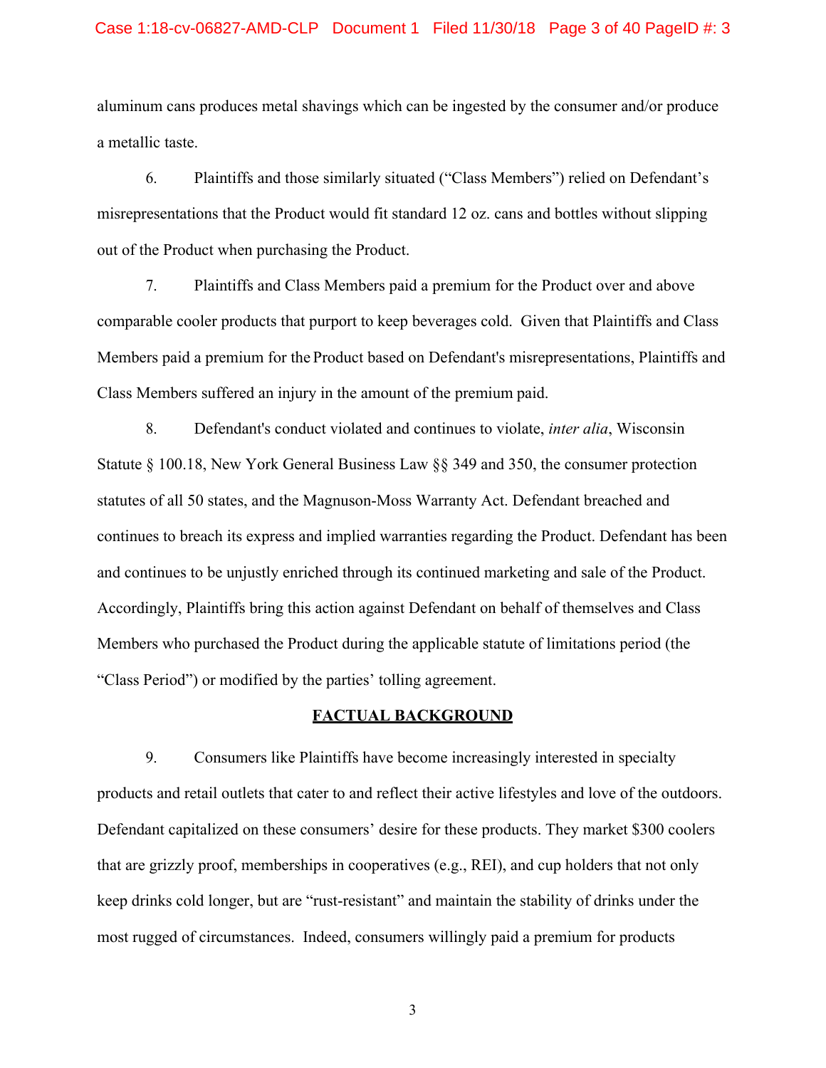aluminum cans produces metal shavings which can be ingested by the consumer and/or produce a metallic taste.

6. Plaintiffs and those similarly situated ("Class Members") relied on Defendant's misrepresentations that the Product would fit standard 12 oz. cans and bottles without slipping out of the Product when purchasing the Product.

7. Plaintiffs and Class Members paid a premium for the Product over and above comparable cooler products that purport to keep beverages cold. Given that Plaintiffs and Class Members paid a premium for the Product based on Defendant's misrepresentations, Plaintiffs and Class Members suffered an injury in the amount of the premium paid.

8. Defendant's conduct violated and continues to violate, *inter alia*, Wisconsin Statute § 100.18, New York General Business Law §§ 349 and 350, the consumer protection statutes of all 50 states, and the Magnuson-Moss Warranty Act. Defendant breached and continues to breach its express and implied warranties regarding the Product. Defendant has been and continues to be unjustly enriched through its continued marketing and sale of the Product. Accordingly, Plaintiffs bring this action against Defendant on behalf of themselves and Class Members who purchased the Product during the applicable statute of limitations period (the "Class Period") or modified by the parties' tolling agreement.

## FACTUAL BACKGROUND

9. Consumers like Plaintiffs have become increasingly interested in specialty products and retail outlets that cater to and reflect their active lifestyles and love of the outdoors. Defendant capitalized on these consumers' desire for these products. They market $300 coolers that are grizzly proof, memberships in cooperatives (e.g., REI), and cup holders that not only keep drinks cold longer, but are "rust-resistant" and maintain the stability of drinks under the most rugged of circumstances. Indeed, consumers willingly paid a premium for products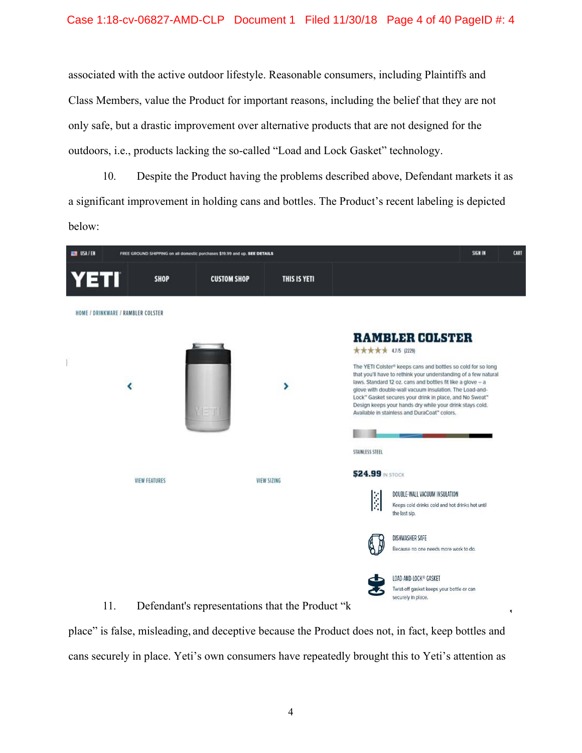associated with the active outdoor lifestyle. Reasonable consumers, including Plaintiffs and Class Members, value the Product for important reasons, including the belief that they are not only safe, but a drastic improvement over alternative products that are not designed for the outdoors, i.e., products lacking the so-called "Load and Lock Gasket" technology.

10. Despite the Product having the problems described above, Defendant markets it as a significant improvement in holding cans and bottles. The Product's recent labeling is depicted below:

USA / EN FREE GROUND SHIPPING on all domestic purchases $19.99 and up. SEE DETAILS SIGN IN CART

YETI SHOP CUSTOM SHOP THIS IS YETI

HOME / DRINKWARE / RAMBLER COLSTER

VIEW FEATURES VIEW SIZING

**RAMBLER COLSTER**

★★★★★ 4.7/5 (2229)

The YETI Colster® keeps cans and bottles so cold for so long that you'll have to rethink your understanding of a few natural laws. Standard 12 oz. cans and bottles fit like a glove – a glove with double-wall vacuum insulation. The Load-and-Lock™ Gasket secures your drink in place, and No Sweat™ Design keeps your hands dry while your drink stays cold. Available in stainless and DuraCoat™ colors.

STAINLESS STEEL

**$24.99** IN STOCK

DOUBLE-WALL VACUUM INSULATION
Keeps cold drinks cold and hot drinks hot until the last sip.

DISHWASHER SAFE
Because no one needs more work to do.

LOAD-AND-LOCK® GASKET
Twist-off gasket keeps your bottle or can securely in place.

11. Defendant's representations that the Product "k place" is false, misleading, and deceptive because the Product does not, in fact, keep bottles and cans securely in place. Yeti's own consumers have repeatedly brought this to Yeti's attention as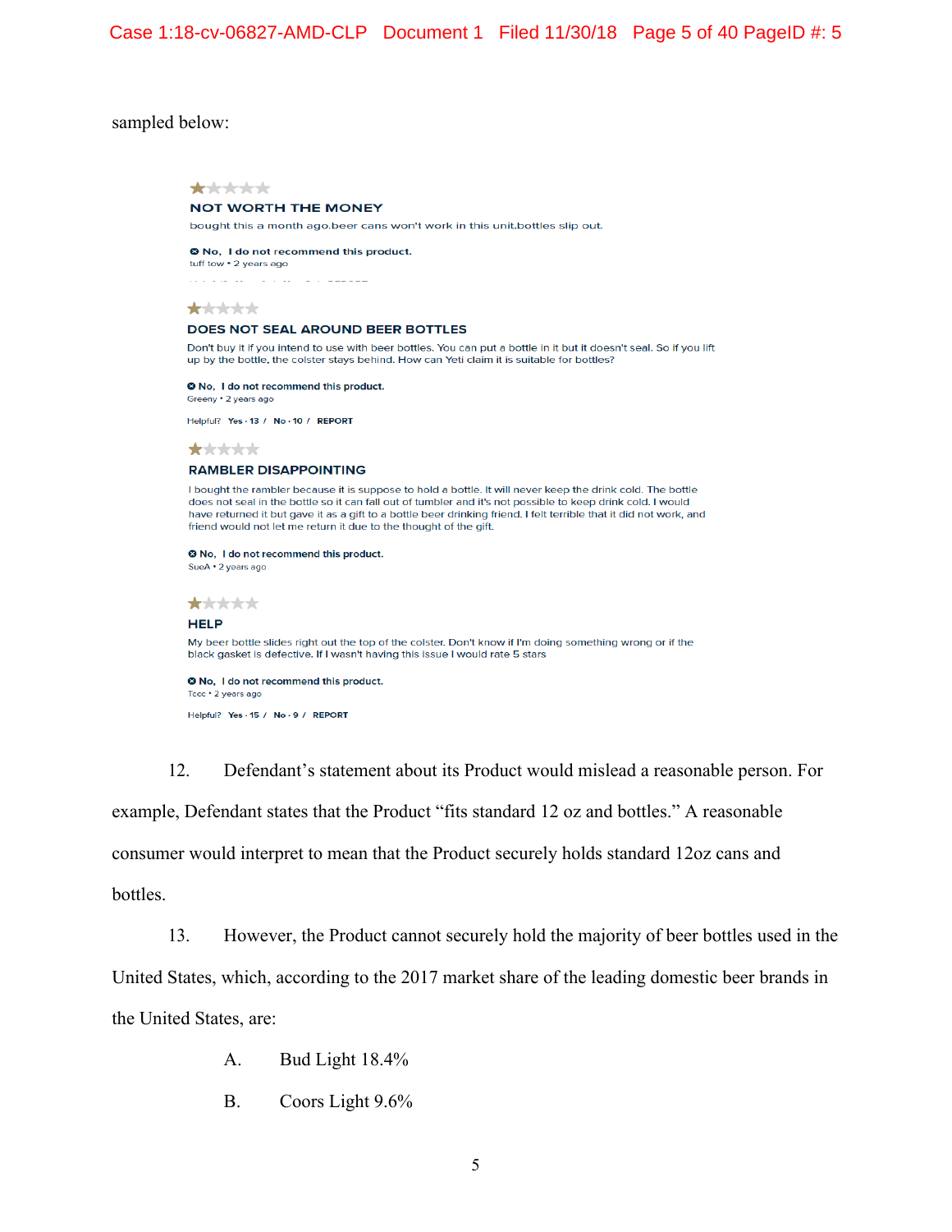sampled below:

★☆☆☆☆

**NOT WORTH THE MONEY**

bought this a month ago.beer cans won't work in this unit.bottles slip out.

**⊗ No, I do not recommend this product.**

tuff tow • 2 years ago

★☆☆☆☆

**DOES NOT SEAL AROUND BEER BOTTLES**

Don't buy it if you intend to use with beer bottles. You can put a bottle in it but it doesn't seal. So if you lift up by the bottle, the colster stays behind. How can Yeti claim it is suitable for bottles?

**⊗ No, I do not recommend this product.**

Greeny • 2 years ago

Helpful? **Yes · 13 / No · 10 / REPORT**

★☆☆☆☆

**RAMBLER DISAPPOINTING**

I bought the rambler because it is suppose to hold a bottle. It will never keep the drink cold. The bottle does not seal in the bottle so it can fall out of tumbler and it's not possible to keep drink cold. I would have returned it but gave it as a gift to a bottle beer drinking friend. I felt terrible that it did not work, and friend would not let me return it due to the thought of the gift.

**⊗ No, I do not recommend this product.**

SueA • 2 years ago

★☆☆☆☆

**HELP**

My beer bottle slides right out the top of the colster. Don't know if I'm doing something wrong or if the black gasket is defective. If I wasn't having this issue I would rate 5 stars

**⊗ No, I do not recommend this product.**

Tccc • 2 years ago

Helpful? **Yes · 15 / No · 9 / REPORT**

12. Defendant's statement about its Product would mislead a reasonable person. For example, Defendant states that the Product "fits standard 12 oz and bottles." A reasonable consumer would interpret to mean that the Product securely holds standard 12oz cans and bottles.

13. However, the Product cannot securely hold the majority of beer bottles used in the United States, which, according to the 2017 market share of the leading domestic beer brands in the United States, are:

A. Bud Light 18.4%

B. Coors Light 9.6%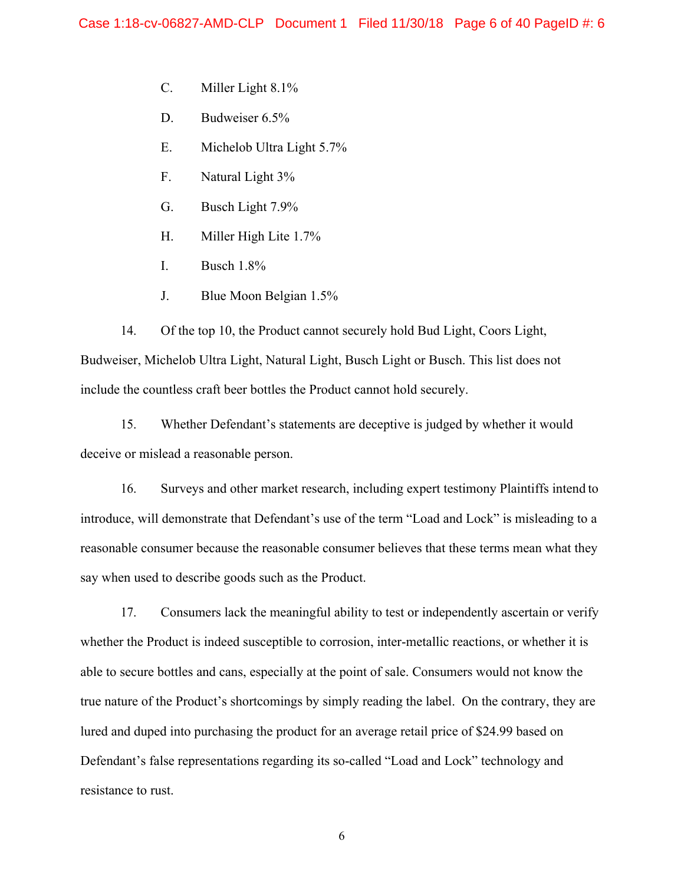C. Miller Light 8.1%

D. Budweiser 6.5%

E. Michelob Ultra Light 5.7%

F. Natural Light 3%

G. Busch Light 7.9%

H. Miller High Lite 1.7%

I. Busch 1.8%

J. Blue Moon Belgian 1.5%

14. Of the top 10, the Product cannot securely hold Bud Light, Coors Light, Budweiser, Michelob Ultra Light, Natural Light, Busch Light or Busch. This list does not include the countless craft beer bottles the Product cannot hold securely.

15. Whether Defendant's statements are deceptive is judged by whether it would deceive or mislead a reasonable person.

16. Surveys and other market research, including expert testimony Plaintiffs intend to introduce, will demonstrate that Defendant's use of the term "Load and Lock" is misleading to a reasonable consumer because the reasonable consumer believes that these terms mean what they say when used to describe goods such as the Product.

17. Consumers lack the meaningful ability to test or independently ascertain or verify whether the Product is indeed susceptible to corrosion, inter-metallic reactions, or whether it is able to secure bottles and cans, especially at the point of sale. Consumers would not know the true nature of the Product's shortcomings by simply reading the label. On the contrary, they are lured and duped into purchasing the product for an average retail price of $24.99 based on Defendant's false representations regarding its so-called "Load and Lock" technology and resistance to rust.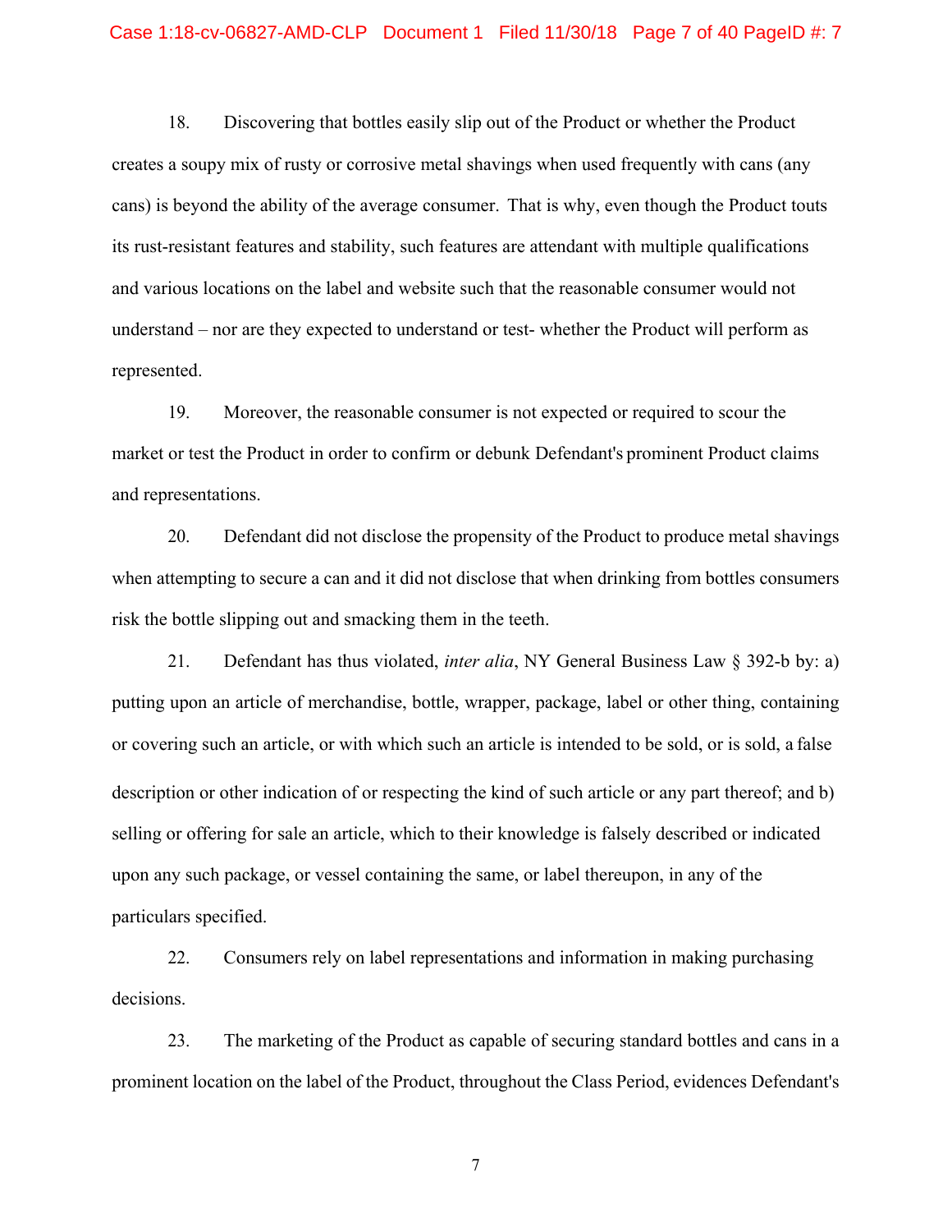18. Discovering that bottles easily slip out of the Product or whether the Product creates a soupy mix of rusty or corrosive metal shavings when used frequently with cans (any cans) is beyond the ability of the average consumer. That is why, even though the Product touts its rust-resistant features and stability, such features are attendant with multiple qualifications and various locations on the label and website such that the reasonable consumer would not understand – nor are they expected to understand or test- whether the Product will perform as represented.

19. Moreover, the reasonable consumer is not expected or required to scour the market or test the Product in order to confirm or debunk Defendant's prominent Product claims and representations.

20. Defendant did not disclose the propensity of the Product to produce metal shavings when attempting to secure a can and it did not disclose that when drinking from bottles consumers risk the bottle slipping out and smacking them in the teeth.

21. Defendant has thus violated, *inter alia*, NY General Business Law § 392-b by: a) putting upon an article of merchandise, bottle, wrapper, package, label or other thing, containing or covering such an article, or with which such an article is intended to be sold, or is sold, a false description or other indication of or respecting the kind of such article or any part thereof; and b) selling or offering for sale an article, which to their knowledge is falsely described or indicated upon any such package, or vessel containing the same, or label thereupon, in any of the particulars specified.

22. Consumers rely on label representations and information in making purchasing decisions.

23. The marketing of the Product as capable of securing standard bottles and cans in a prominent location on the label of the Product, throughout the Class Period, evidences Defendant's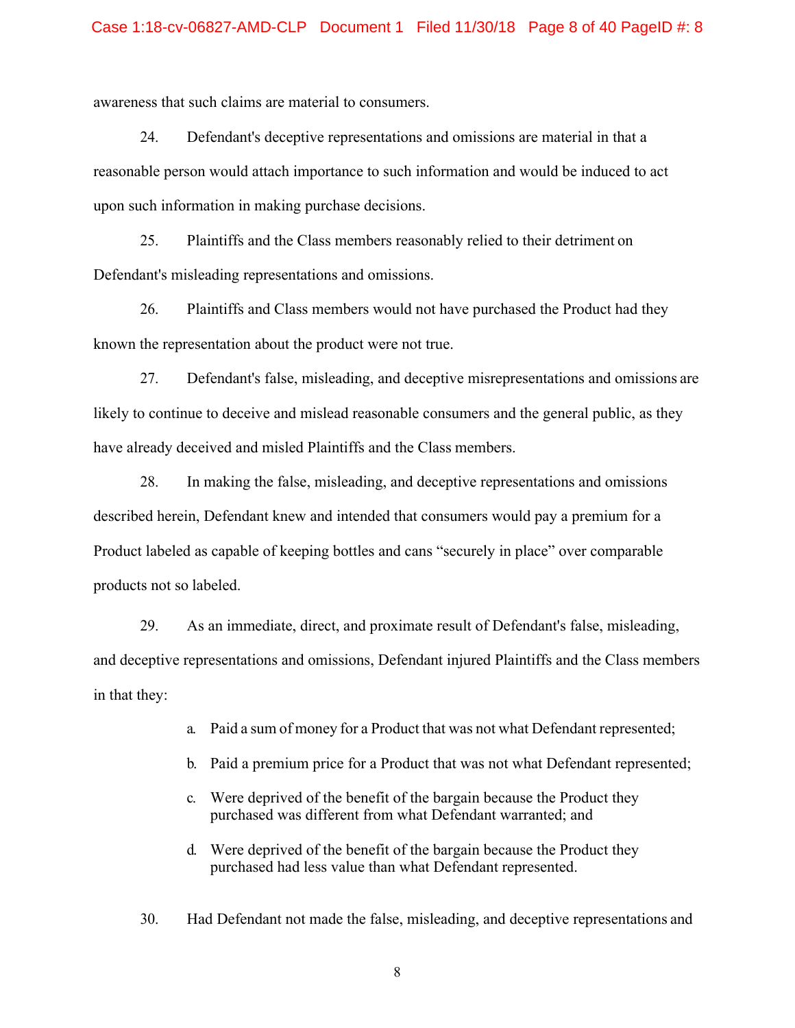awareness that such claims are material to consumers.

24. Defendant's deceptive representations and omissions are material in that a reasonable person would attach importance to such information and would be induced to act upon such information in making purchase decisions.

25. Plaintiffs and the Class members reasonably relied to their detriment on Defendant's misleading representations and omissions.

26. Plaintiffs and Class members would not have purchased the Product had they known the representation about the product were not true.

27. Defendant's false, misleading, and deceptive misrepresentations and omissions are likely to continue to deceive and mislead reasonable consumers and the general public, as they have already deceived and misled Plaintiffs and the Class members.

28. In making the false, misleading, and deceptive representations and omissions described herein, Defendant knew and intended that consumers would pay a premium for a Product labeled as capable of keeping bottles and cans "securely in place" over comparable products not so labeled.

29. As an immediate, direct, and proximate result of Defendant's false, misleading, and deceptive representations and omissions, Defendant injured Plaintiffs and the Class members in that they:

a. Paid a sum of money for a Product that was not what Defendant represented;

b. Paid a premium price for a Product that was not what Defendant represented;

c. Were deprived of the benefit of the bargain because the Product they purchased was different from what Defendant warranted; and

d. Were deprived of the benefit of the bargain because the Product they purchased had less value than what Defendant represented.

30. Had Defendant not made the false, misleading, and deceptive representations and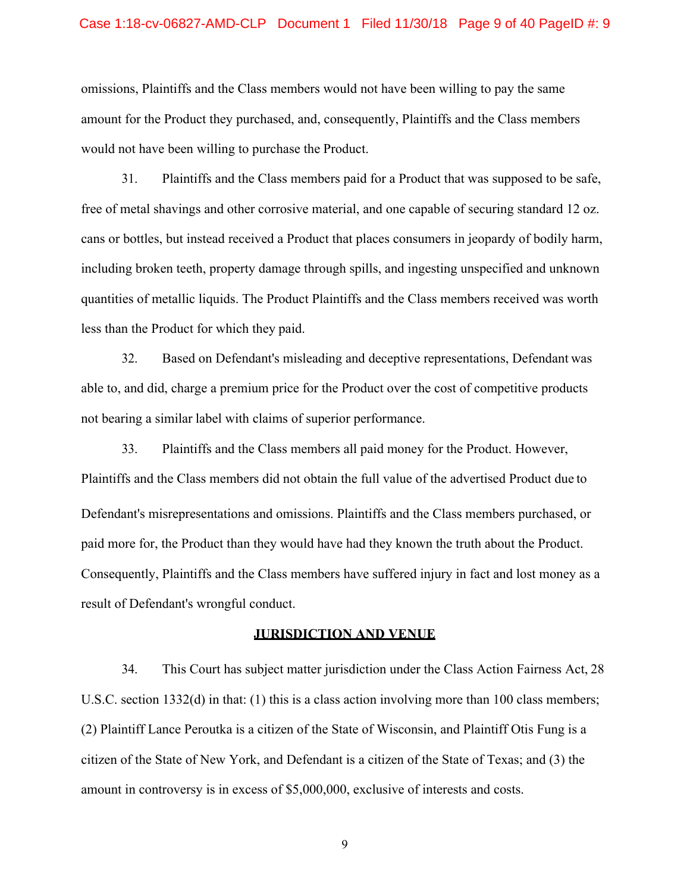omissions, Plaintiffs and the Class members would not have been willing to pay the same amount for the Product they purchased, and, consequently, Plaintiffs and the Class members would not have been willing to purchase the Product.

31. Plaintiffs and the Class members paid for a Product that was supposed to be safe, free of metal shavings and other corrosive material, and one capable of securing standard 12 oz. cans or bottles, but instead received a Product that places consumers in jeopardy of bodily harm, including broken teeth, property damage through spills, and ingesting unspecified and unknown quantities of metallic liquids. The Product Plaintiffs and the Class members received was worth less than the Product for which they paid.

32. Based on Defendant's misleading and deceptive representations, Defendant was able to, and did, charge a premium price for the Product over the cost of competitive products not bearing a similar label with claims of superior performance.

33. Plaintiffs and the Class members all paid money for the Product. However, Plaintiffs and the Class members did not obtain the full value of the advertised Product due to Defendant's misrepresentations and omissions. Plaintiffs and the Class members purchased, or paid more for, the Product than they would have had they known the truth about the Product. Consequently, Plaintiffs and the Class members have suffered injury in fact and lost money as a result of Defendant's wrongful conduct.

## JURISDICTION AND VENUE

34. This Court has subject matter jurisdiction under the Class Action Fairness Act, 28 U.S.C. section 1332(d) in that: (1) this is a class action involving more than 100 class members; (2) Plaintiff Lance Peroutka is a citizen of the State of Wisconsin, and Plaintiff Otis Fung is a citizen of the State of New York, and Defendant is a citizen of the State of Texas; and (3) the amount in controversy is in excess of $5,000,000, exclusive of interests and costs.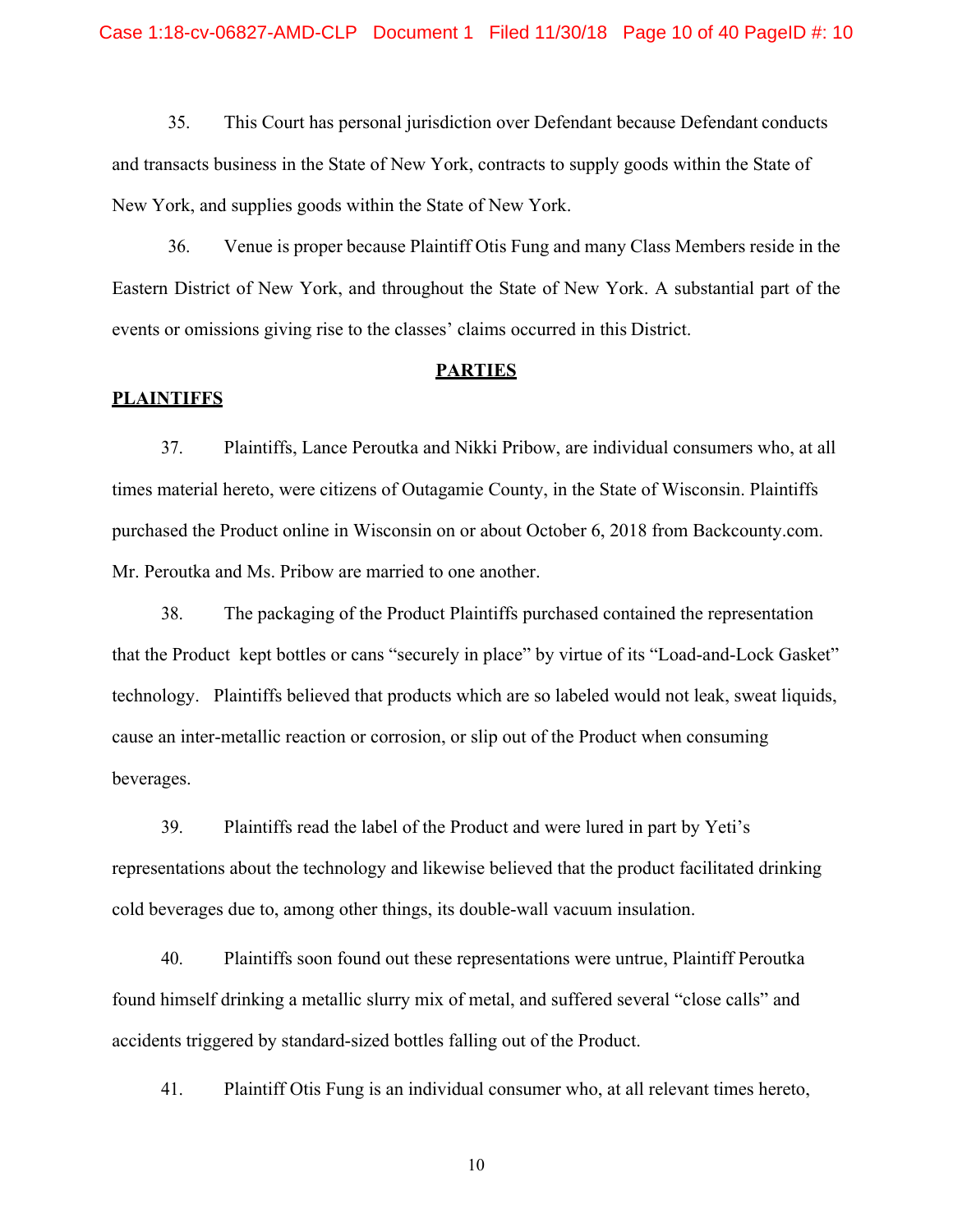35. This Court has personal jurisdiction over Defendant because Defendant conducts and transacts business in the State of New York, contracts to supply goods within the State of New York, and supplies goods within the State of New York.

36. Venue is proper because Plaintiff Otis Fung and many Class Members reside in the Eastern District of New York, and throughout the State of New York. A substantial part of the events or omissions giving rise to the classes' claims occurred in this District.

## PARTIES

### PLAINTIFFS

37. Plaintiffs, Lance Peroutka and Nikki Pribow, are individual consumers who, at all times material hereto, were citizens of Outagamie County, in the State of Wisconsin. Plaintiffs purchased the Product online in Wisconsin on or about October 6, 2018 from Backcounty.com. Mr. Peroutka and Ms. Pribow are married to one another.

38. The packaging of the Product Plaintiffs purchased contained the representation that the Product kept bottles or cans "securely in place" by virtue of its "Load-and-Lock Gasket" technology. Plaintiffs believed that products which are so labeled would not leak, sweat liquids, cause an inter-metallic reaction or corrosion, or slip out of the Product when consuming beverages.

39. Plaintiffs read the label of the Product and were lured in part by Yeti's representations about the technology and likewise believed that the product facilitated drinking cold beverages due to, among other things, its double-wall vacuum insulation.

40. Plaintiffs soon found out these representations were untrue, Plaintiff Peroutka found himself drinking a metallic slurry mix of metal, and suffered several "close calls" and accidents triggered by standard-sized bottles falling out of the Product.

41. Plaintiff Otis Fung is an individual consumer who, at all relevant times hereto,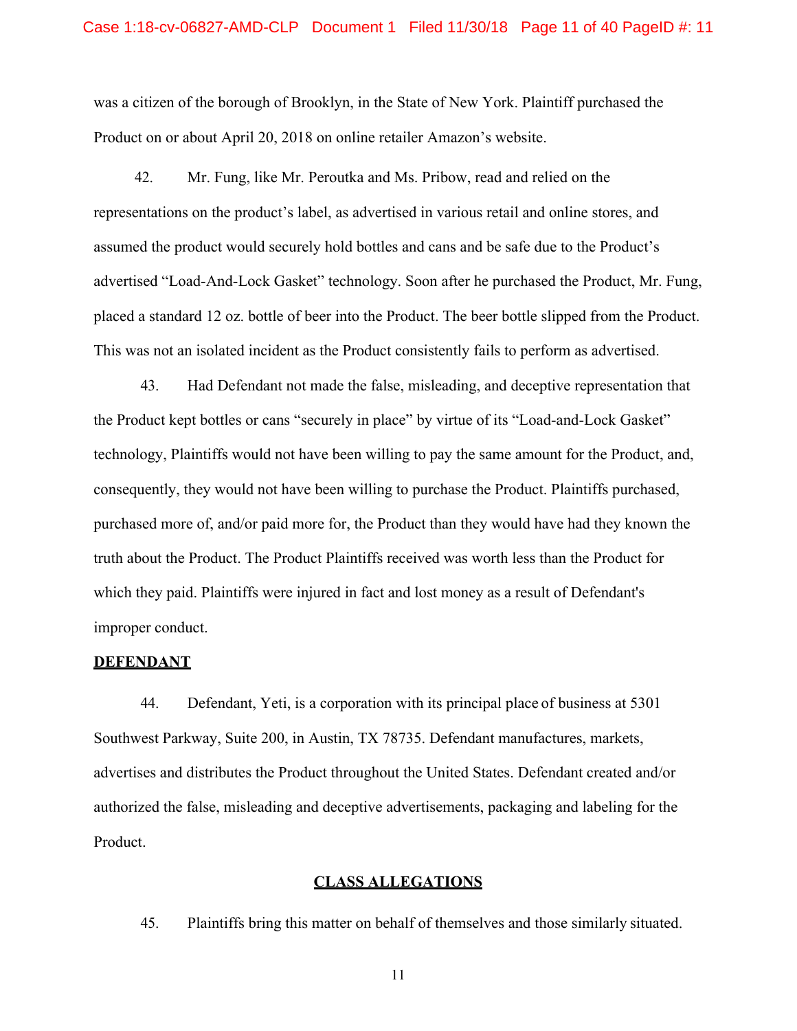was a citizen of the borough of Brooklyn, in the State of New York. Plaintiff purchased the Product on or about April 20, 2018 on online retailer Amazon's website.

42. Mr. Fung, like Mr. Peroutka and Ms. Pribow, read and relied on the representations on the product's label, as advertised in various retail and online stores, and assumed the product would securely hold bottles and cans and be safe due to the Product's advertised "Load-And-Lock Gasket" technology. Soon after he purchased the Product, Mr. Fung, placed a standard 12 oz. bottle of beer into the Product. The beer bottle slipped from the Product. This was not an isolated incident as the Product consistently fails to perform as advertised.

43. Had Defendant not made the false, misleading, and deceptive representation that the Product kept bottles or cans "securely in place" by virtue of its "Load-and-Lock Gasket" technology, Plaintiffs would not have been willing to pay the same amount for the Product, and, consequently, they would not have been willing to purchase the Product. Plaintiffs purchased, purchased more of, and/or paid more for, the Product than they would have had they known the truth about the Product. The Product Plaintiffs received was worth less than the Product for which they paid. Plaintiffs were injured in fact and lost money as a result of Defendant's improper conduct.

**DEFENDANT**

44. Defendant, Yeti, is a corporation with its principal place of business at 5301 Southwest Parkway, Suite 200, in Austin, TX 78735. Defendant manufactures, markets, advertises and distributes the Product throughout the United States. Defendant created and/or authorized the false, misleading and deceptive advertisements, packaging and labeling for the Product.

## CLASS ALLEGATIONS

45. Plaintiffs bring this matter on behalf of themselves and those similarly situated.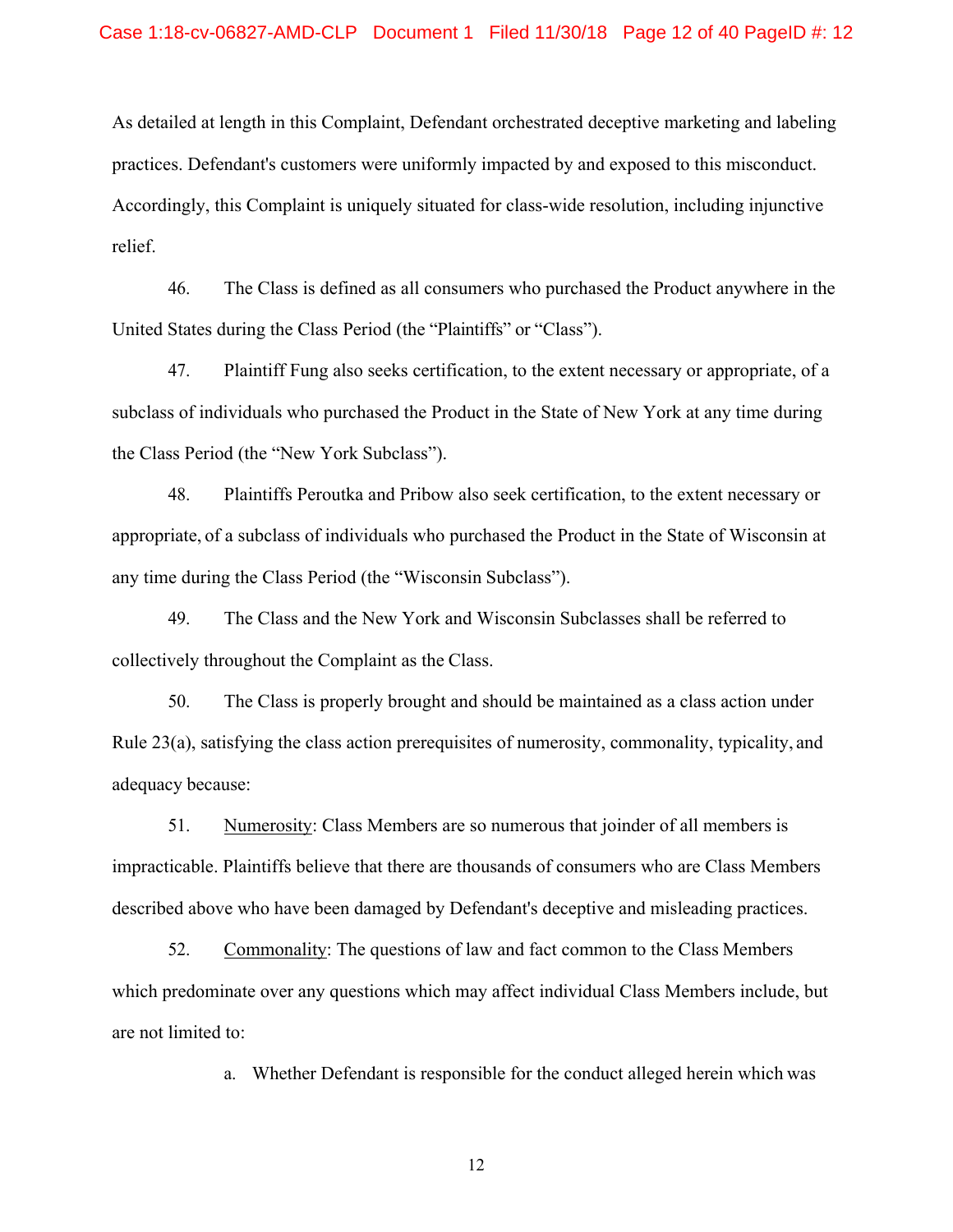As detailed at length in this Complaint, Defendant orchestrated deceptive marketing and labeling practices. Defendant's customers were uniformly impacted by and exposed to this misconduct. Accordingly, this Complaint is uniquely situated for class-wide resolution, including injunctive relief.

46. The Class is defined as all consumers who purchased the Product anywhere in the United States during the Class Period (the "Plaintiffs" or "Class").

47. Plaintiff Fung also seeks certification, to the extent necessary or appropriate, of a subclass of individuals who purchased the Product in the State of New York at any time during the Class Period (the "New York Subclass").

48. Plaintiffs Peroutka and Pribow also seek certification, to the extent necessary or appropriate, of a subclass of individuals who purchased the Product in the State of Wisconsin at any time during the Class Period (the "Wisconsin Subclass").

49. The Class and the New York and Wisconsin Subclasses shall be referred to collectively throughout the Complaint as the Class.

50. The Class is properly brought and should be maintained as a class action under Rule 23(a), satisfying the class action prerequisites of numerosity, commonality, typicality, and adequacy because:

51. <u>Numerosity</u>: Class Members are so numerous that joinder of all members is impracticable. Plaintiffs believe that there are thousands of consumers who are Class Members described above who have been damaged by Defendant's deceptive and misleading practices.

52. <u>Commonality</u>: The questions of law and fact common to the Class Members which predominate over any questions which may affect individual Class Members include, but are not limited to:

a. Whether Defendant is responsible for the conduct alleged herein which was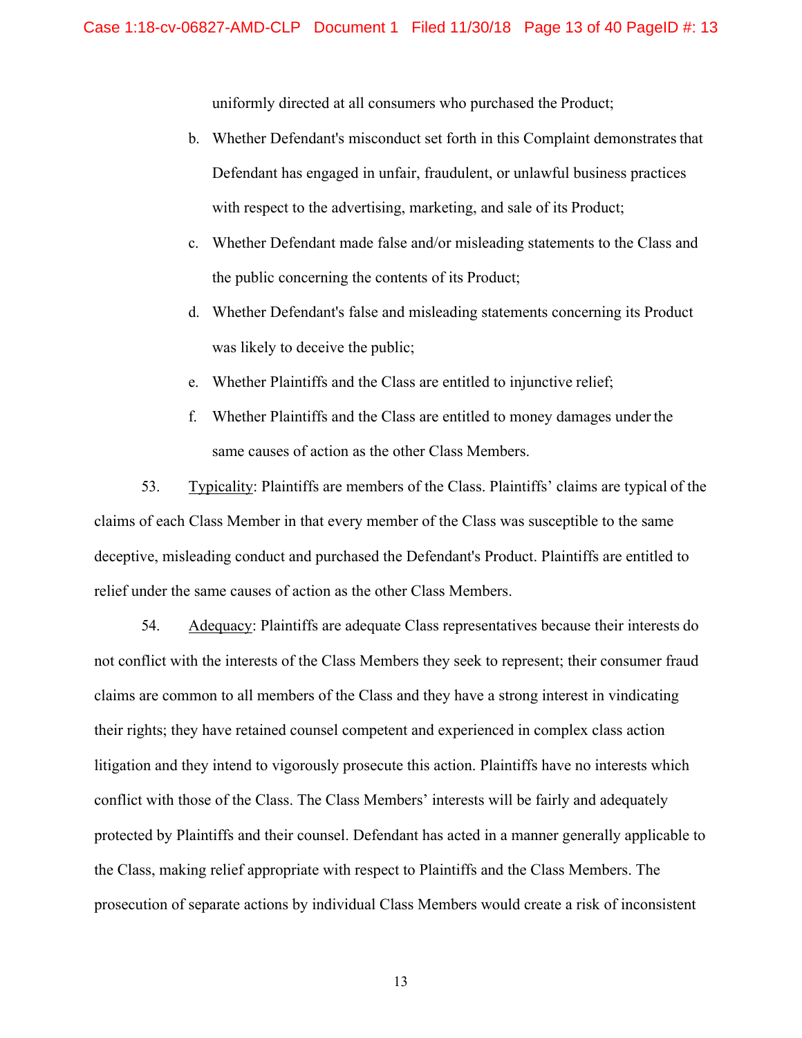uniformly directed at all consumers who purchased the Product;

b. Whether Defendant's misconduct set forth in this Complaint demonstrates that Defendant has engaged in unfair, fraudulent, or unlawful business practices with respect to the advertising, marketing, and sale of its Product;

c. Whether Defendant made false and/or misleading statements to the Class and the public concerning the contents of its Product;

d. Whether Defendant's false and misleading statements concerning its Product was likely to deceive the public;

e. Whether Plaintiffs and the Class are entitled to injunctive relief;

f. Whether Plaintiffs and the Class are entitled to money damages under the same causes of action as the other Class Members.

53. Typicality: Plaintiffs are members of the Class. Plaintiffs' claims are typical of the claims of each Class Member in that every member of the Class was susceptible to the same deceptive, misleading conduct and purchased the Defendant's Product. Plaintiffs are entitled to relief under the same causes of action as the other Class Members.

54. Adequacy: Plaintiffs are adequate Class representatives because their interests do not conflict with the interests of the Class Members they seek to represent; their consumer fraud claims are common to all members of the Class and they have a strong interest in vindicating their rights; they have retained counsel competent and experienced in complex class action litigation and they intend to vigorously prosecute this action. Plaintiffs have no interests which conflict with those of the Class. The Class Members' interests will be fairly and adequately protected by Plaintiffs and their counsel. Defendant has acted in a manner generally applicable to the Class, making relief appropriate with respect to Plaintiffs and the Class Members. The prosecution of separate actions by individual Class Members would create a risk of inconsistent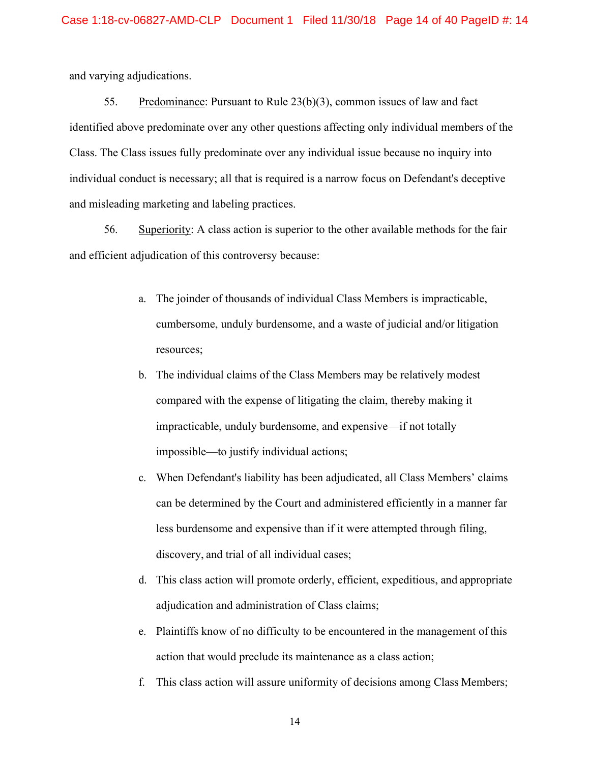and varying adjudications.

55. Predominance: Pursuant to Rule 23(b)(3), common issues of law and fact identified above predominate over any other questions affecting only individual members of the Class. The Class issues fully predominate over any individual issue because no inquiry into individual conduct is necessary; all that is required is a narrow focus on Defendant's deceptive and misleading marketing and labeling practices.

56. Superiority: A class action is superior to the other available methods for the fair and efficient adjudication of this controversy because:

a. The joinder of thousands of individual Class Members is impracticable, cumbersome, unduly burdensome, and a waste of judicial and/or litigation resources;

b. The individual claims of the Class Members may be relatively modest compared with the expense of litigating the claim, thereby making it impracticable, unduly burdensome, and expensive—if not totally impossible—to justify individual actions;

c. When Defendant's liability has been adjudicated, all Class Members' claims can be determined by the Court and administered efficiently in a manner far less burdensome and expensive than if it were attempted through filing, discovery, and trial of all individual cases;

d. This class action will promote orderly, efficient, expeditious, and appropriate adjudication and administration of Class claims;

e. Plaintiffs know of no difficulty to be encountered in the management of this action that would preclude its maintenance as a class action;

f. This class action will assure uniformity of decisions among Class Members;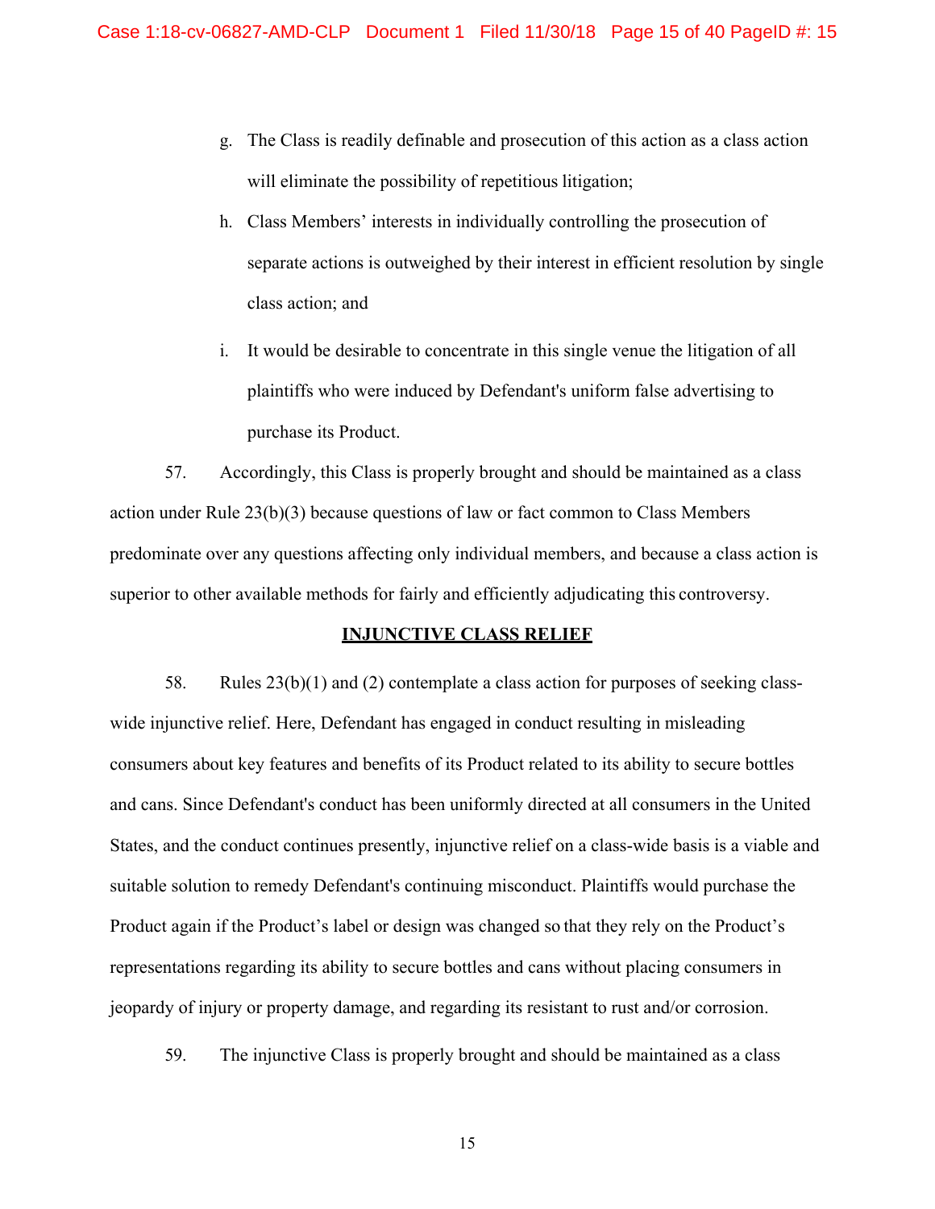g. The Class is readily definable and prosecution of this action as a class action will eliminate the possibility of repetitious litigation;

h. Class Members' interests in individually controlling the prosecution of separate actions is outweighed by their interest in efficient resolution by single class action; and

i. It would be desirable to concentrate in this single venue the litigation of all plaintiffs who were induced by Defendant's uniform false advertising to purchase its Product.

57. Accordingly, this Class is properly brought and should be maintained as a class action under Rule 23(b)(3) because questions of law or fact common to Class Members predominate over any questions affecting only individual members, and because a class action is superior to other available methods for fairly and efficiently adjudicating this controversy.

**INJUNCTIVE CLASS RELIEF**

58. Rules 23(b)(1) and (2) contemplate a class action for purposes of seeking class-wide injunctive relief. Here, Defendant has engaged in conduct resulting in misleading consumers about key features and benefits of its Product related to its ability to secure bottles and cans. Since Defendant's conduct has been uniformly directed at all consumers in the United States, and the conduct continues presently, injunctive relief on a class-wide basis is a viable and suitable solution to remedy Defendant's continuing misconduct. Plaintiffs would purchase the Product again if the Product's label or design was changed so that they rely on the Product's representations regarding its ability to secure bottles and cans without placing consumers in jeopardy of injury or property damage, and regarding its resistant to rust and/or corrosion.

59. The injunctive Class is properly brought and should be maintained as a class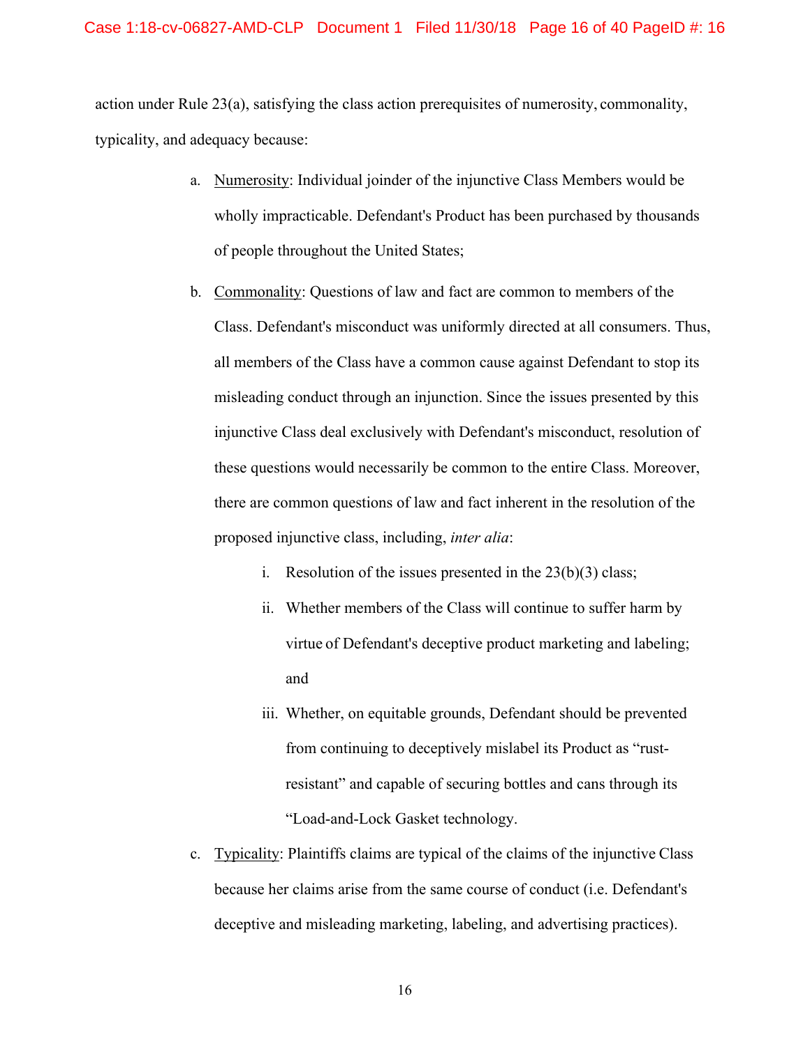action under Rule 23(a), satisfying the class action prerequisites of numerosity, commonality, typicality, and adequacy because:

a. Numerosity: Individual joinder of the injunctive Class Members would be wholly impracticable. Defendant's Product has been purchased by thousands of people throughout the United States;

b. Commonality: Questions of law and fact are common to members of the Class. Defendant's misconduct was uniformly directed at all consumers. Thus, all members of the Class have a common cause against Defendant to stop its misleading conduct through an injunction. Since the issues presented by this injunctive Class deal exclusively with Defendant's misconduct, resolution of these questions would necessarily be common to the entire Class. Moreover, there are common questions of law and fact inherent in the resolution of the proposed injunctive class, including, *inter alia*:

   i. Resolution of the issues presented in the 23(b)(3) class;

   ii. Whether members of the Class will continue to suffer harm by virtue of Defendant's deceptive product marketing and labeling; and

   iii. Whether, on equitable grounds, Defendant should be prevented from continuing to deceptively mislabel its Product as "rust-resistant" and capable of securing bottles and cans through its "Load-and-Lock Gasket technology.

c. Typicality: Plaintiffs claims are typical of the claims of the injunctive Class because her claims arise from the same course of conduct (i.e. Defendant's deceptive and misleading marketing, labeling, and advertising practices).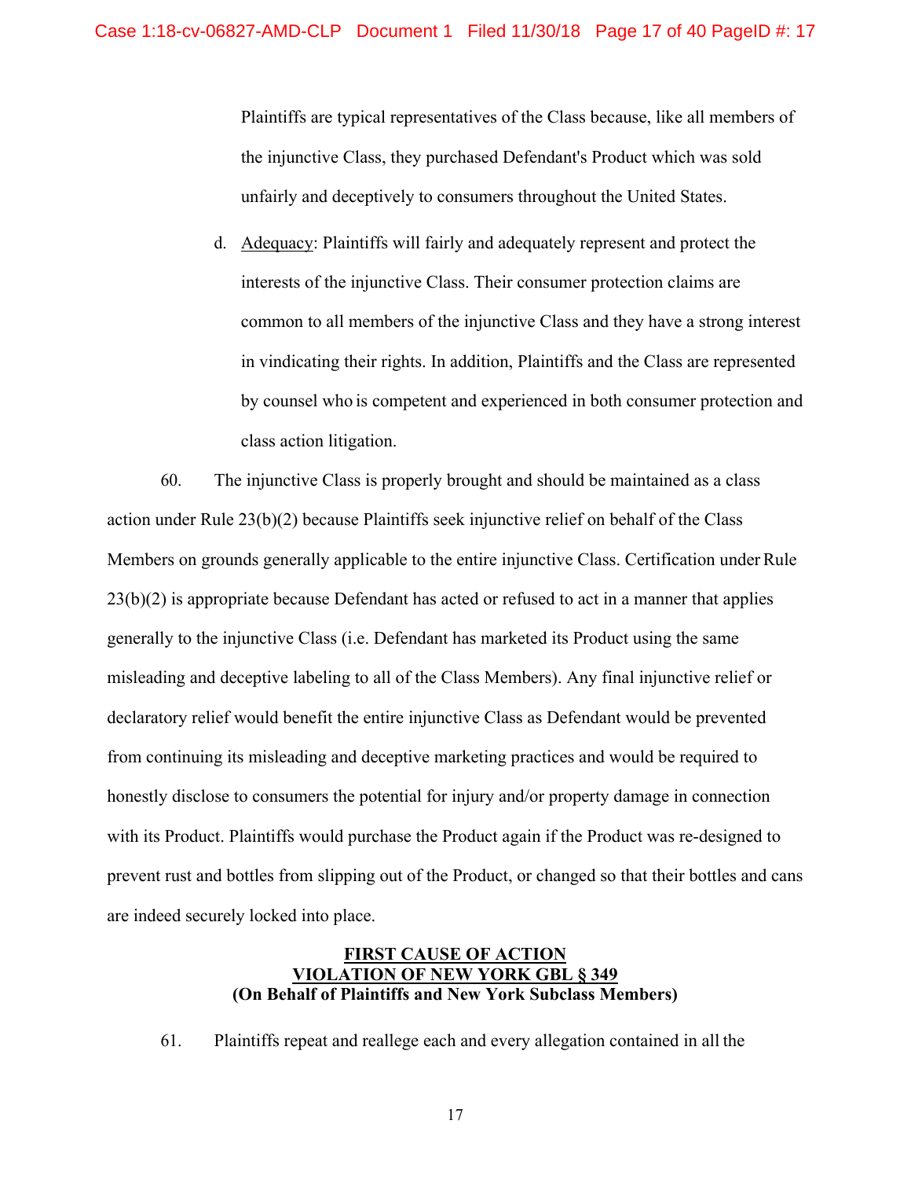Plaintiffs are typical representatives of the Class because, like all members of the injunctive Class, they purchased Defendant's Product which was sold unfairly and deceptively to consumers throughout the United States.

d. Adequacy: Plaintiffs will fairly and adequately represent and protect the interests of the injunctive Class. Their consumer protection claims are common to all members of the injunctive Class and they have a strong interest in vindicating their rights. In addition, Plaintiffs and the Class are represented by counsel who is competent and experienced in both consumer protection and class action litigation.

60. The injunctive Class is properly brought and should be maintained as a class action under Rule 23(b)(2) because Plaintiffs seek injunctive relief on behalf of the Class Members on grounds generally applicable to the entire injunctive Class. Certification under Rule 23(b)(2) is appropriate because Defendant has acted or refused to act in a manner that applies generally to the injunctive Class (i.e. Defendant has marketed its Product using the same misleading and deceptive labeling to all of the Class Members). Any final injunctive relief or declaratory relief would benefit the entire injunctive Class as Defendant would be prevented from continuing its misleading and deceptive marketing practices and would be required to honestly disclose to consumers the potential for injury and/or property damage in connection with its Product. Plaintiffs would purchase the Product again if the Product was re-designed to prevent rust and bottles from slipping out of the Product, or changed so that their bottles and cans are indeed securely locked into place.

**FIRST CAUSE OF ACTION**
**VIOLATION OF NEW YORK GBL § 349**
**(On Behalf of Plaintiffs and New York Subclass Members)**

61. Plaintiffs repeat and reallege each and every allegation contained in all the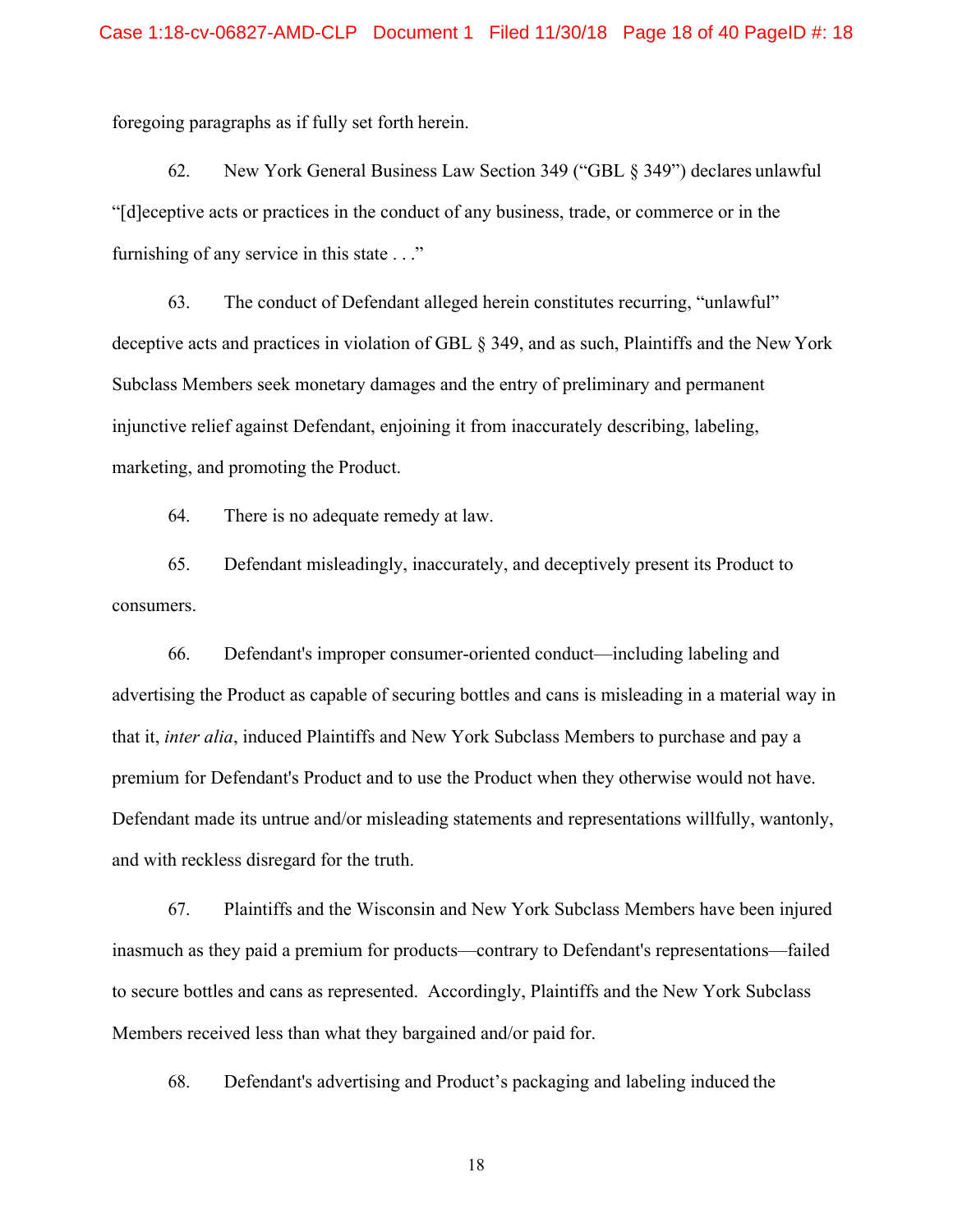foregoing paragraphs as if fully set forth herein.

62. New York General Business Law Section 349 ("GBL § 349") declares unlawful "[d]eceptive acts or practices in the conduct of any business, trade, or commerce or in the furnishing of any service in this state . . ."

63. The conduct of Defendant alleged herein constitutes recurring, "unlawful" deceptive acts and practices in violation of GBL § 349, and as such, Plaintiffs and the New York Subclass Members seek monetary damages and the entry of preliminary and permanent injunctive relief against Defendant, enjoining it from inaccurately describing, labeling, marketing, and promoting the Product.

64. There is no adequate remedy at law.

65. Defendant misleadingly, inaccurately, and deceptively present its Product to consumers.

66. Defendant's improper consumer-oriented conduct—including labeling and advertising the Product as capable of securing bottles and cans is misleading in a material way in that it, *inter alia*, induced Plaintiffs and New York Subclass Members to purchase and pay a premium for Defendant's Product and to use the Product when they otherwise would not have. Defendant made its untrue and/or misleading statements and representations willfully, wantonly, and with reckless disregard for the truth.

67. Plaintiffs and the Wisconsin and New York Subclass Members have been injured inasmuch as they paid a premium for products—contrary to Defendant's representations—failed to secure bottles and cans as represented. Accordingly, Plaintiffs and the New York Subclass Members received less than what they bargained and/or paid for.

68. Defendant's advertising and Product's packaging and labeling induced the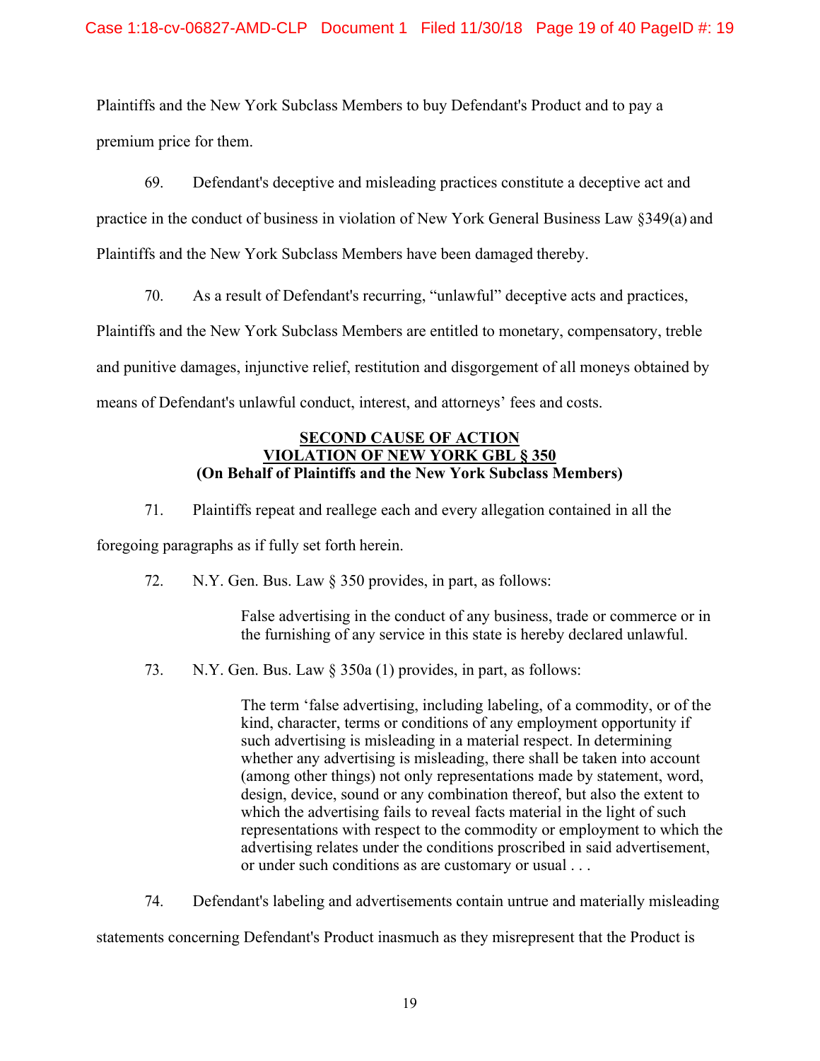Plaintiffs and the New York Subclass Members to buy Defendant's Product and to pay a premium price for them.

69. Defendant's deceptive and misleading practices constitute a deceptive act and practice in the conduct of business in violation of New York General Business Law §349(a) and Plaintiffs and the New York Subclass Members have been damaged thereby.

70. As a result of Defendant's recurring, "unlawful" deceptive acts and practices, Plaintiffs and the New York Subclass Members are entitled to monetary, compensatory, treble and punitive damages, injunctive relief, restitution and disgorgement of all moneys obtained by means of Defendant's unlawful conduct, interest, and attorneys' fees and costs.

**SECOND CAUSE OF ACTION**
**VIOLATION OF NEW YORK GBL § 350**
**(On Behalf of Plaintiffs and the New York Subclass Members)**

71. Plaintiffs repeat and reallege each and every allegation contained in all the foregoing paragraphs as if fully set forth herein.

72. N.Y. Gen. Bus. Law § 350 provides, in part, as follows:

> False advertising in the conduct of any business, trade or commerce or in the furnishing of any service in this state is hereby declared unlawful.

73. N.Y. Gen. Bus. Law § 350a (1) provides, in part, as follows:

> The term 'false advertising, including labeling, of a commodity, or of the kind, character, terms or conditions of any employment opportunity if such advertising is misleading in a material respect. In determining whether any advertising is misleading, there shall be taken into account (among other things) not only representations made by statement, word, design, device, sound or any combination thereof, but also the extent to which the advertising fails to reveal facts material in the light of such representations with respect to the commodity or employment to which the advertising relates under the conditions proscribed in said advertisement, or under such conditions as are customary or usual . . .

74. Defendant's labeling and advertisements contain untrue and materially misleading statements concerning Defendant's Product inasmuch as they misrepresent that the Product is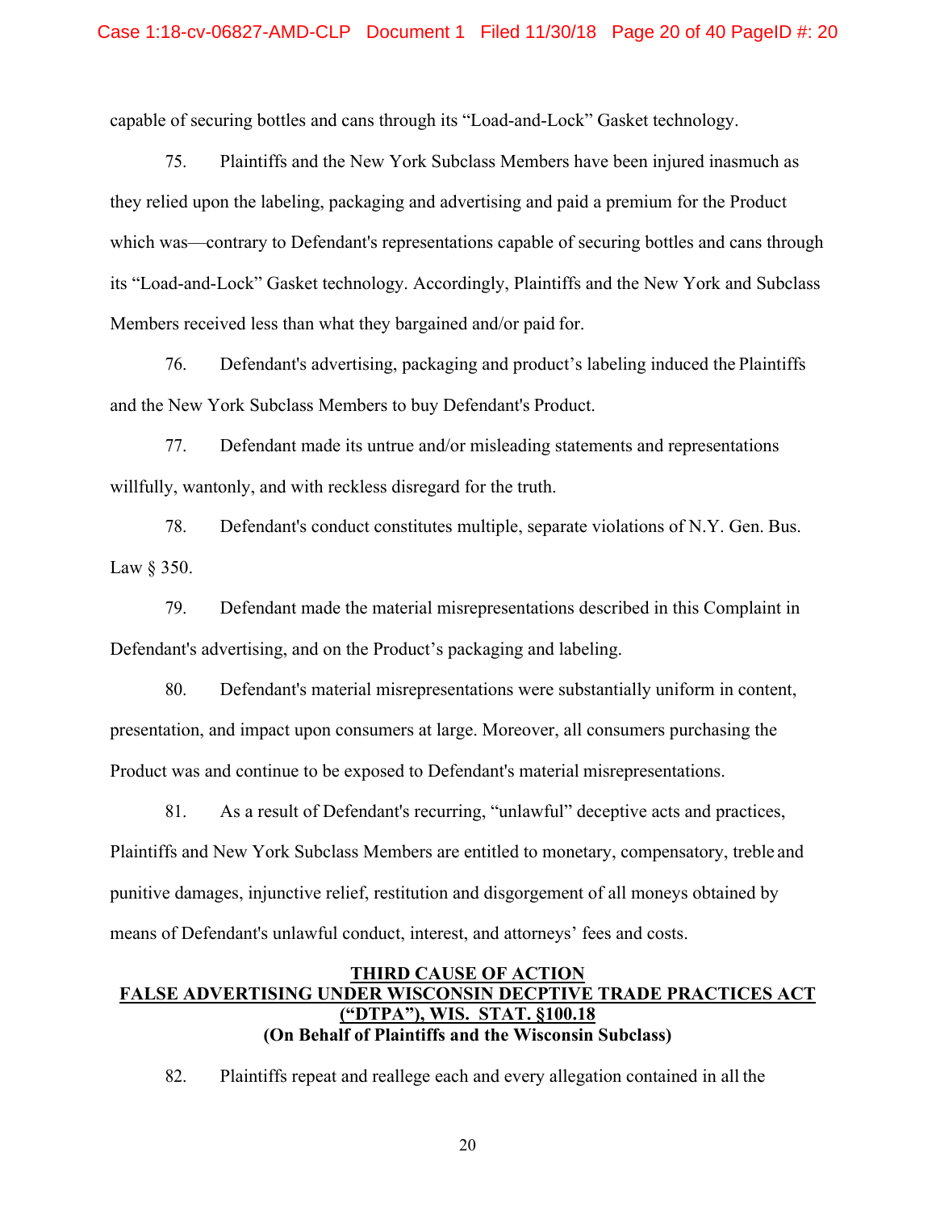capable of securing bottles and cans through its “Load-and-Lock” Gasket technology.

75. Plaintiffs and the New York Subclass Members have been injured inasmuch as they relied upon the labeling, packaging and advertising and paid a premium for the Product which was—contrary to Defendant's representations capable of securing bottles and cans through its “Load-and-Lock” Gasket technology. Accordingly, Plaintiffs and the New York and Subclass Members received less than what they bargained and/or paid for.

76. Defendant's advertising, packaging and product’s labeling induced the Plaintiffs and the New York Subclass Members to buy Defendant's Product.

77. Defendant made its untrue and/or misleading statements and representations willfully, wantonly, and with reckless disregard for the truth.

78. Defendant's conduct constitutes multiple, separate violations of N.Y. Gen. Bus. Law § 350.

79. Defendant made the material misrepresentations described in this Complaint in Defendant's advertising, and on the Product’s packaging and labeling.

80. Defendant's material misrepresentations were substantially uniform in content, presentation, and impact upon consumers at large. Moreover, all consumers purchasing the Product was and continue to be exposed to Defendant's material misrepresentations.

81. As a result of Defendant's recurring, “unlawful” deceptive acts and practices, Plaintiffs and New York Subclass Members are entitled to monetary, compensatory, treble and punitive damages, injunctive relief, restitution and disgorgement of all moneys obtained by means of Defendant's unlawful conduct, interest, and attorneys’ fees and costs.

## THIRD CAUSE OF ACTION
## FALSE ADVERTISING UNDER WISCONSIN DECPTIVE TRADE PRACTICES ACT (“DTPA”), WIS. STAT. §100.18
**(On Behalf of Plaintiffs and the Wisconsin Subclass)**

82. Plaintiffs repeat and reallege each and every allegation contained in all the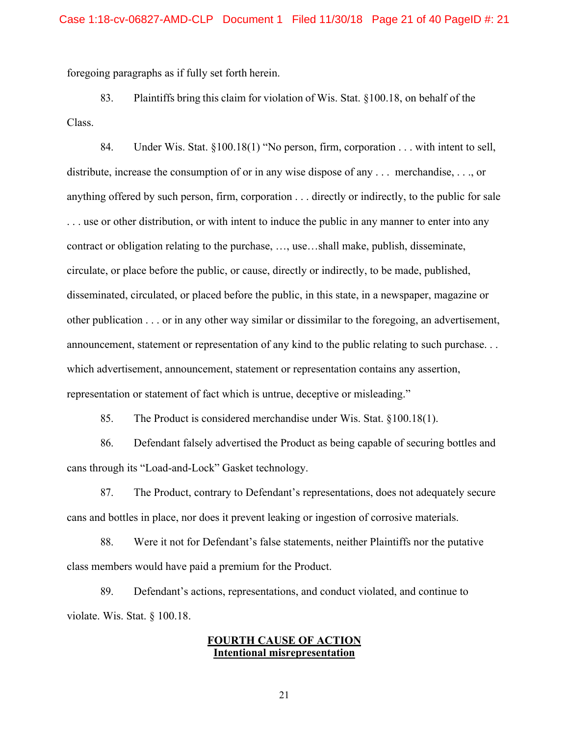foregoing paragraphs as if fully set forth herein.

83. Plaintiffs bring this claim for violation of Wis. Stat. §100.18, on behalf of the Class.

84. Under Wis. Stat. §100.18(1) "No person, firm, corporation . . . with intent to sell, distribute, increase the consumption of or in any wise dispose of any . . . merchandise, . . ., or anything offered by such person, firm, corporation . . . directly or indirectly, to the public for sale . . . use or other distribution, or with intent to induce the public in any manner to enter into any contract or obligation relating to the purchase, …, use…shall make, publish, disseminate, circulate, or place before the public, or cause, directly or indirectly, to be made, published, disseminated, circulated, or placed before the public, in this state, in a newspaper, magazine or other publication . . . or in any other way similar or dissimilar to the foregoing, an advertisement, announcement, statement or representation of any kind to the public relating to such purchase. . . which advertisement, announcement, statement or representation contains any assertion, representation or statement of fact which is untrue, deceptive or misleading."

85. The Product is considered merchandise under Wis. Stat. §100.18(1).

86. Defendant falsely advertised the Product as being capable of securing bottles and cans through its "Load-and-Lock" Gasket technology.

87. The Product, contrary to Defendant's representations, does not adequately secure cans and bottles in place, nor does it prevent leaking or ingestion of corrosive materials.

88. Were it not for Defendant's false statements, neither Plaintiffs nor the putative class members would have paid a premium for the Product.

89. Defendant's actions, representations, and conduct violated, and continue to violate. Wis. Stat. § 100.18.

**FOURTH CAUSE OF ACTION**
**Intentional misrepresentation**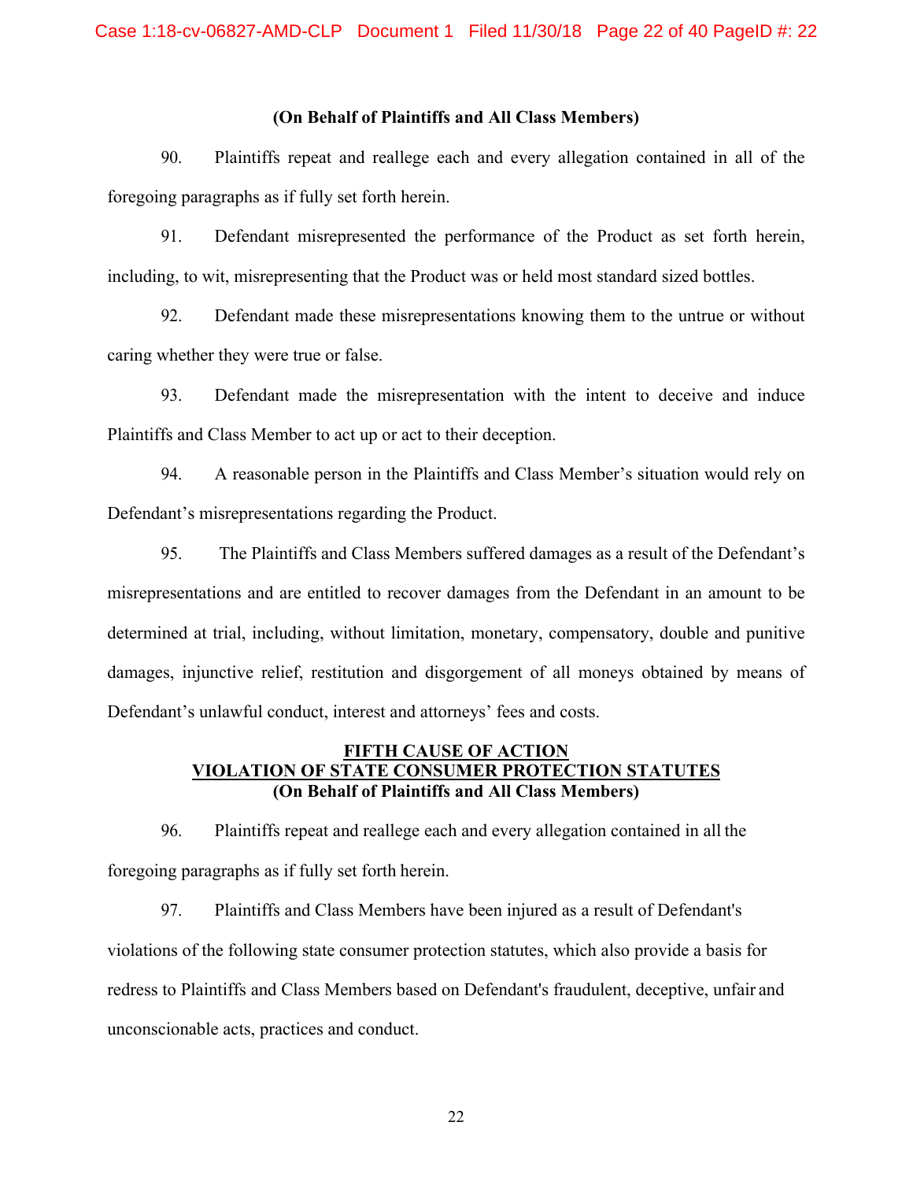**(On Behalf of Plaintiffs and All Class Members)**

90. Plaintiffs repeat and reallege each and every allegation contained in all of the foregoing paragraphs as if fully set forth herein.

91. Defendant misrepresented the performance of the Product as set forth herein, including, to wit, misrepresenting that the Product was or held most standard sized bottles.

92. Defendant made these misrepresentations knowing them to the untrue or without caring whether they were true or false.

93. Defendant made the misrepresentation with the intent to deceive and induce Plaintiffs and Class Member to act up or act to their deception.

94. A reasonable person in the Plaintiffs and Class Member's situation would rely on Defendant's misrepresentations regarding the Product.

95. The Plaintiffs and Class Members suffered damages as a result of the Defendant's misrepresentations and are entitled to recover damages from the Defendant in an amount to be determined at trial, including, without limitation, monetary, compensatory, double and punitive damages, injunctive relief, restitution and disgorgement of all moneys obtained by means of Defendant's unlawful conduct, interest and attorneys' fees and costs.

## FIFTH CAUSE OF ACTION
## VIOLATION OF STATE CONSUMER PROTECTION STATUTES
**(On Behalf of Plaintiffs and All Class Members)**

96. Plaintiffs repeat and reallege each and every allegation contained in all the foregoing paragraphs as if fully set forth herein.

97. Plaintiffs and Class Members have been injured as a result of Defendant's violations of the following state consumer protection statutes, which also provide a basis for redress to Plaintiffs and Class Members based on Defendant's fraudulent, deceptive, unfair and unconscionable acts, practices and conduct.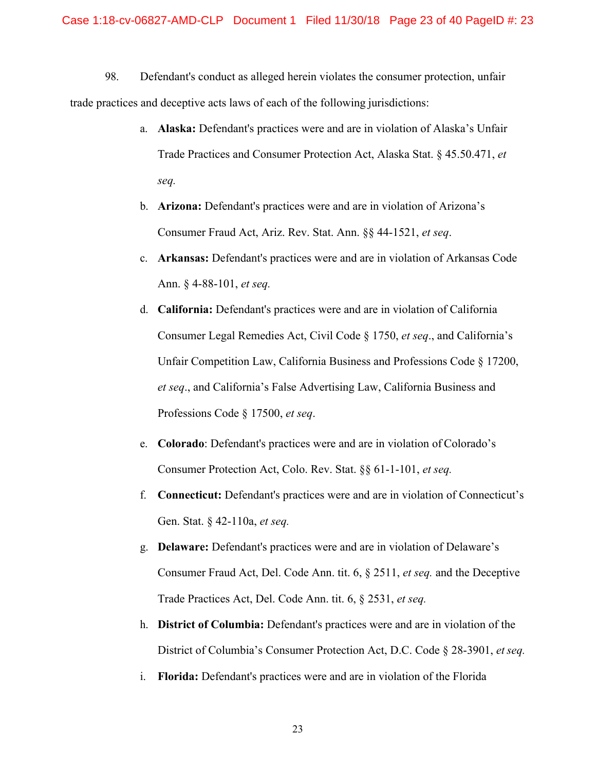98. Defendant's conduct as alleged herein violates the consumer protection, unfair trade practices and deceptive acts laws of each of the following jurisdictions:

a. **Alaska:** Defendant's practices were and are in violation of Alaska's Unfair Trade Practices and Consumer Protection Act, Alaska Stat. § 45.50.471, *et seq.*

b. **Arizona:** Defendant's practices were and are in violation of Arizona's Consumer Fraud Act, Ariz. Rev. Stat. Ann. §§ 44-1521, *et seq*.

c. **Arkansas:** Defendant's practices were and are in violation of Arkansas Code Ann. § 4-88-101, *et seq.*

d. **California:** Defendant's practices were and are in violation of California Consumer Legal Remedies Act, Civil Code § 1750, *et seq*., and California's Unfair Competition Law, California Business and Professions Code § 17200, *et seq*., and California's False Advertising Law, California Business and Professions Code § 17500, *et seq*.

e. **Colorado**: Defendant's practices were and are in violation of Colorado's Consumer Protection Act, Colo. Rev. Stat. §§ 61-1-101, *et seq.*

f. **Connecticut:** Defendant's practices were and are in violation of Connecticut's Gen. Stat. § 42-110a, *et seq.*

g. **Delaware:** Defendant's practices were and are in violation of Delaware's Consumer Fraud Act, Del. Code Ann. tit. 6, § 2511, *et seq.* and the Deceptive Trade Practices Act, Del. Code Ann. tit. 6, § 2531, *et seq.*

h. **District of Columbia:** Defendant's practices were and are in violation of the District of Columbia's Consumer Protection Act, D.C. Code § 28-3901, *et seq.*

i. **Florida:** Defendant's practices were and are in violation of the Florida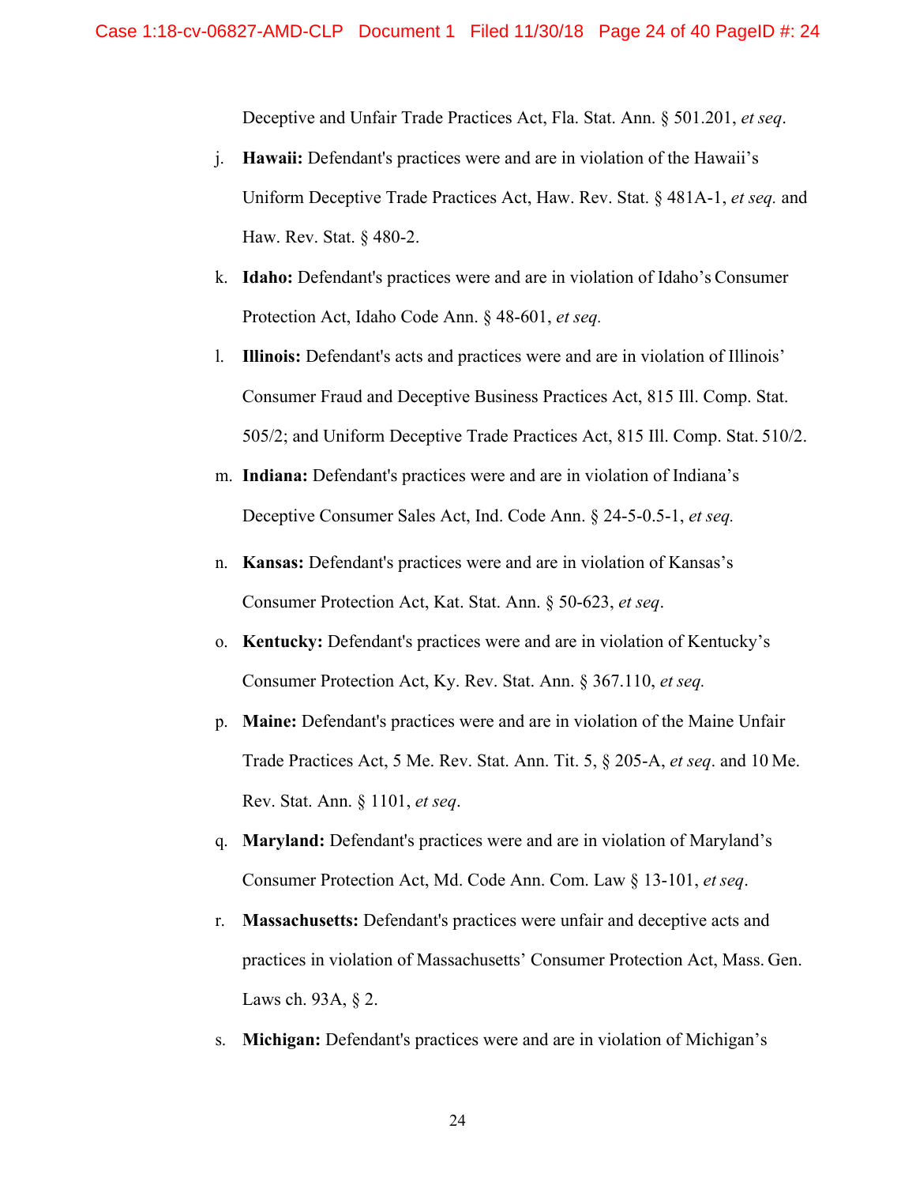Deceptive and Unfair Trade Practices Act, Fla. Stat. Ann. § 501.201, *et seq*.

j. **Hawaii:** Defendant's practices were and are in violation of the Hawaii's Uniform Deceptive Trade Practices Act, Haw. Rev. Stat. § 481A-1, *et seq.* and Haw. Rev. Stat. § 480-2.

k. **Idaho:** Defendant's practices were and are in violation of Idaho's Consumer Protection Act, Idaho Code Ann. § 48-601, *et seq.*

l. **Illinois:** Defendant's acts and practices were and are in violation of Illinois' Consumer Fraud and Deceptive Business Practices Act, 815 Ill. Comp. Stat. 505/2; and Uniform Deceptive Trade Practices Act, 815 Ill. Comp. Stat. 510/2.

m. **Indiana:** Defendant's practices were and are in violation of Indiana's Deceptive Consumer Sales Act, Ind. Code Ann. § 24-5-0.5-1, *et seq.*

n. **Kansas:** Defendant's practices were and are in violation of Kansas's Consumer Protection Act, Kat. Stat. Ann. § 50-623, *et seq*.

o. **Kentucky:** Defendant's practices were and are in violation of Kentucky's Consumer Protection Act, Ky. Rev. Stat. Ann. § 367.110, *et seq.*

p. **Maine:** Defendant's practices were and are in violation of the Maine Unfair Trade Practices Act, 5 Me. Rev. Stat. Ann. Tit. 5, § 205-A, *et seq*. and 10 Me. Rev. Stat. Ann. § 1101, *et seq*.

q. **Maryland:** Defendant's practices were and are in violation of Maryland's Consumer Protection Act, Md. Code Ann. Com. Law § 13-101, *et seq*.

r. **Massachusetts:** Defendant's practices were unfair and deceptive acts and practices in violation of Massachusetts' Consumer Protection Act, Mass. Gen. Laws ch. 93A, § 2.

s. **Michigan:** Defendant's practices were and are in violation of Michigan's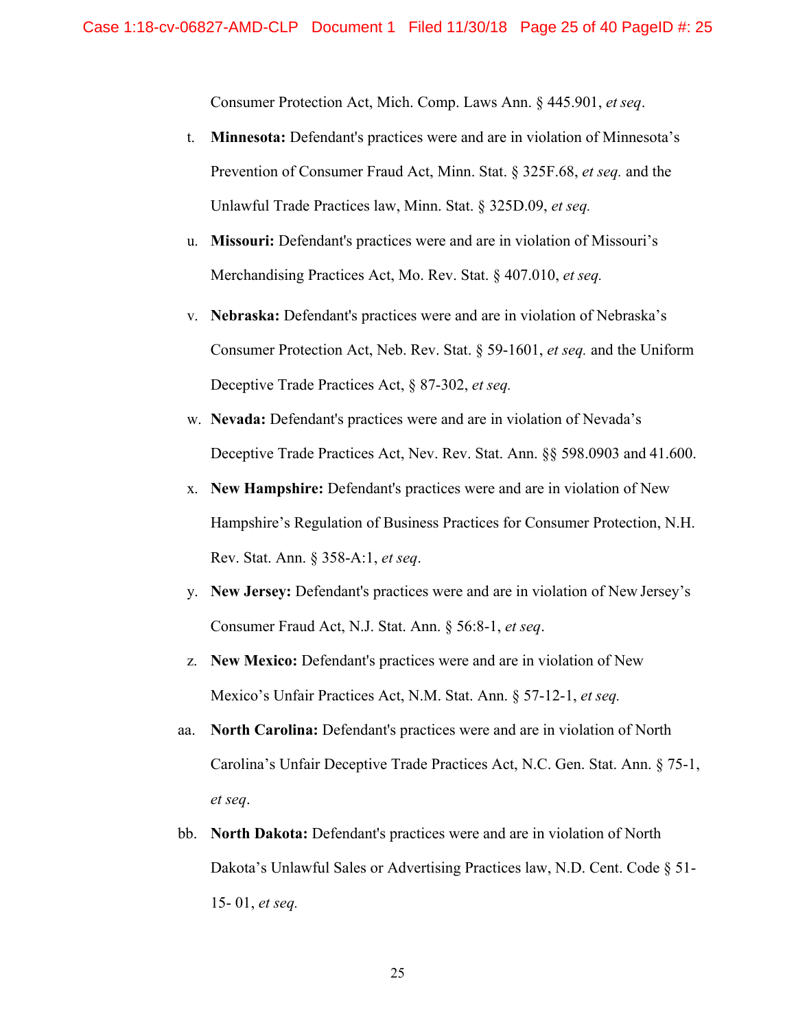Consumer Protection Act, Mich. Comp. Laws Ann. § 445.901, *et seq*.

t. **Minnesota:** Defendant's practices were and are in violation of Minnesota's Prevention of Consumer Fraud Act, Minn. Stat. § 325F.68, *et seq.* and the Unlawful Trade Practices law, Minn. Stat. § 325D.09, *et seq.*

u. **Missouri:** Defendant's practices were and are in violation of Missouri's Merchandising Practices Act, Mo. Rev. Stat. § 407.010, *et seq.*

v. **Nebraska:** Defendant's practices were and are in violation of Nebraska's Consumer Protection Act, Neb. Rev. Stat. § 59-1601, *et seq.* and the Uniform Deceptive Trade Practices Act, § 87-302, *et seq.*

w. **Nevada:** Defendant's practices were and are in violation of Nevada's Deceptive Trade Practices Act, Nev. Rev. Stat. Ann. §§ 598.0903 and 41.600.

x. **New Hampshire:** Defendant's practices were and are in violation of New Hampshire's Regulation of Business Practices for Consumer Protection, N.H. Rev. Stat. Ann. § 358-A:1, *et seq*.

y. **New Jersey:** Defendant's practices were and are in violation of New Jersey's Consumer Fraud Act, N.J. Stat. Ann. § 56:8-1, *et seq*.

z. **New Mexico:** Defendant's practices were and are in violation of New Mexico's Unfair Practices Act, N.M. Stat. Ann. § 57-12-1, *et seq.*

aa. **North Carolina:** Defendant's practices were and are in violation of North Carolina's Unfair Deceptive Trade Practices Act, N.C. Gen. Stat. Ann. § 75-1, *et seq*.

bb. **North Dakota:** Defendant's practices were and are in violation of North Dakota's Unlawful Sales or Advertising Practices law, N.D. Cent. Code § 51-15- 01, *et seq.*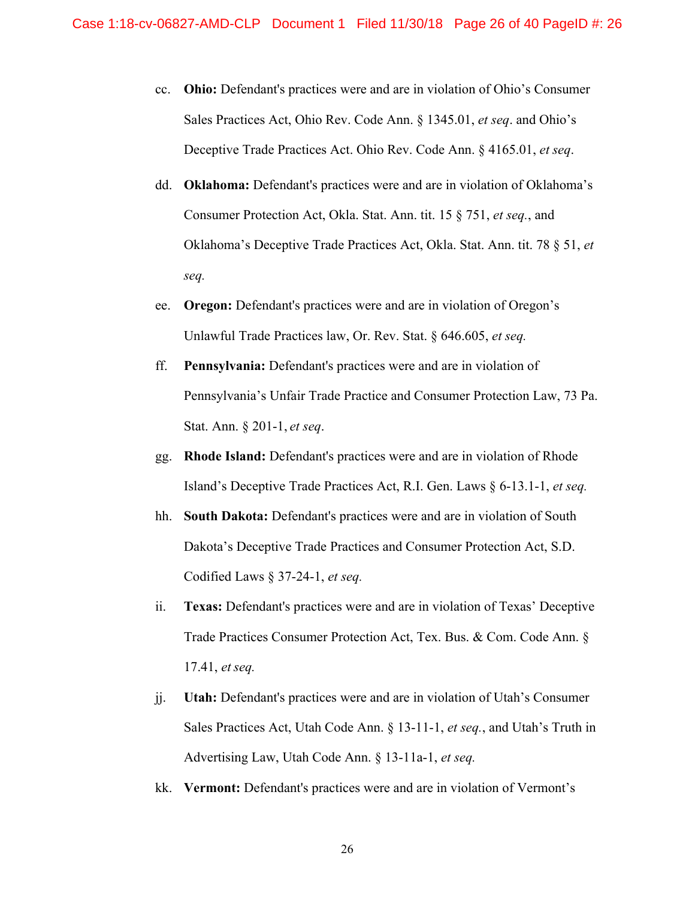cc. **Ohio:** Defendant's practices were and are in violation of Ohio's Consumer Sales Practices Act, Ohio Rev. Code Ann. § 1345.01, *et seq*. and Ohio's Deceptive Trade Practices Act. Ohio Rev. Code Ann. § 4165.01, *et seq*.

dd. **Oklahoma:** Defendant's practices were and are in violation of Oklahoma's Consumer Protection Act, Okla. Stat. Ann. tit. 15 § 751, *et seq.*, and Oklahoma's Deceptive Trade Practices Act, Okla. Stat. Ann. tit. 78 § 51, *et seq.*

ee. **Oregon:** Defendant's practices were and are in violation of Oregon's Unlawful Trade Practices law, Or. Rev. Stat. § 646.605, *et seq.*

ff. **Pennsylvania:** Defendant's practices were and are in violation of Pennsylvania's Unfair Trade Practice and Consumer Protection Law, 73 Pa. Stat. Ann. § 201-1, *et seq*.

gg. **Rhode Island:** Defendant's practices were and are in violation of Rhode Island's Deceptive Trade Practices Act, R.I. Gen. Laws § 6-13.1-1, *et seq.*

hh. **South Dakota:** Defendant's practices were and are in violation of South Dakota's Deceptive Trade Practices and Consumer Protection Act, S.D. Codified Laws § 37-24-1, *et seq.*

ii. **Texas:** Defendant's practices were and are in violation of Texas' Deceptive Trade Practices Consumer Protection Act, Tex. Bus. & Com. Code Ann. § 17.41, *et seq.*

jj. **Utah:** Defendant's practices were and are in violation of Utah's Consumer Sales Practices Act, Utah Code Ann. § 13-11-1, *et seq.*, and Utah's Truth in Advertising Law, Utah Code Ann. § 13-11a-1, *et seq.*

kk. **Vermont:** Defendant's practices were and are in violation of Vermont's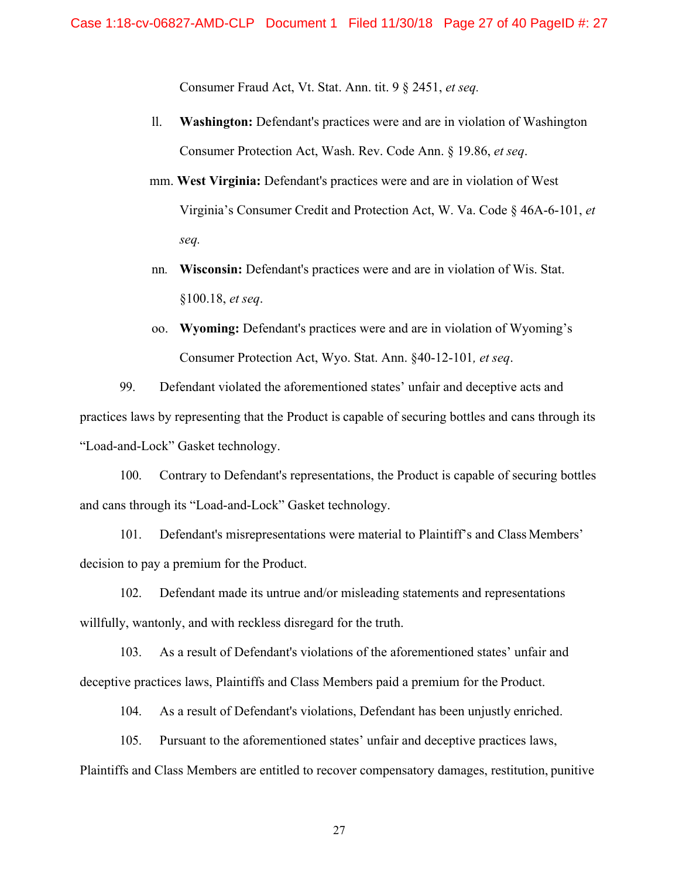Consumer Fraud Act, Vt. Stat. Ann. tit. 9 § 2451, *et seq.*

ll. **Washington:** Defendant's practices were and are in violation of Washington Consumer Protection Act, Wash. Rev. Code Ann. § 19.86, *et seq*.

mm. **West Virginia:** Defendant's practices were and are in violation of West Virginia's Consumer Credit and Protection Act, W. Va. Code § 46A-6-101, *et seq.*

nn. **Wisconsin:** Defendant's practices were and are in violation of Wis. Stat. §100.18, *et seq*.

oo. **Wyoming:** Defendant's practices were and are in violation of Wyoming's Consumer Protection Act, Wyo. Stat. Ann. §40-12-101*, et seq*.

99. Defendant violated the aforementioned states' unfair and deceptive acts and practices laws by representing that the Product is capable of securing bottles and cans through its "Load-and-Lock" Gasket technology.

100. Contrary to Defendant's representations, the Product is capable of securing bottles and cans through its "Load-and-Lock" Gasket technology.

101. Defendant's misrepresentations were material to Plaintiff's and Class Members' decision to pay a premium for the Product.

102. Defendant made its untrue and/or misleading statements and representations willfully, wantonly, and with reckless disregard for the truth.

103. As a result of Defendant's violations of the aforementioned states' unfair and deceptive practices laws, Plaintiffs and Class Members paid a premium for the Product.

104. As a result of Defendant's violations, Defendant has been unjustly enriched.

105. Pursuant to the aforementioned states' unfair and deceptive practices laws, Plaintiffs and Class Members are entitled to recover compensatory damages, restitution, punitive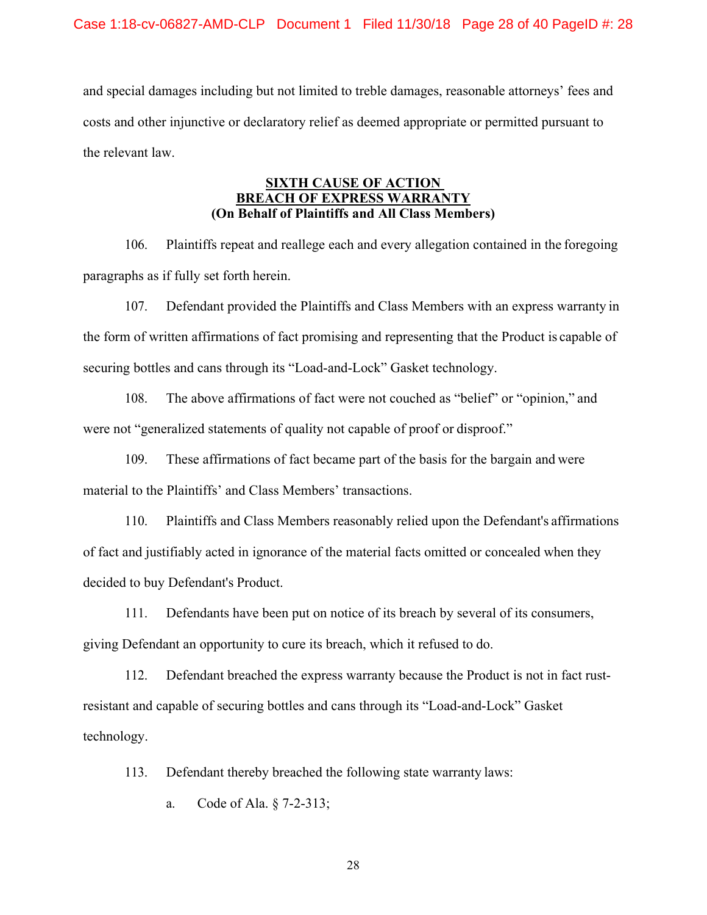and special damages including but not limited to treble damages, reasonable attorneys' fees and costs and other injunctive or declaratory relief as deemed appropriate or permitted pursuant to the relevant law.

**SIXTH CAUSE OF ACTION**
**BREACH OF EXPRESS WARRANTY**
**(On Behalf of Plaintiffs and All Class Members)**

106. Plaintiffs repeat and reallege each and every allegation contained in the foregoing paragraphs as if fully set forth herein.

107. Defendant provided the Plaintiffs and Class Members with an express warranty in the form of written affirmations of fact promising and representing that the Product is capable of securing bottles and cans through its "Load-and-Lock" Gasket technology.

108. The above affirmations of fact were not couched as "belief" or "opinion," and were not "generalized statements of quality not capable of proof or disproof."

109. These affirmations of fact became part of the basis for the bargain and were material to the Plaintiffs' and Class Members' transactions.

110. Plaintiffs and Class Members reasonably relied upon the Defendant's affirmations of fact and justifiably acted in ignorance of the material facts omitted or concealed when they decided to buy Defendant's Product.

111. Defendants have been put on notice of its breach by several of its consumers, giving Defendant an opportunity to cure its breach, which it refused to do.

112. Defendant breached the express warranty because the Product is not in fact rust-resistant and capable of securing bottles and cans through its "Load-and-Lock" Gasket technology.

113. Defendant thereby breached the following state warranty laws:

a. Code of Ala. § 7-2-313;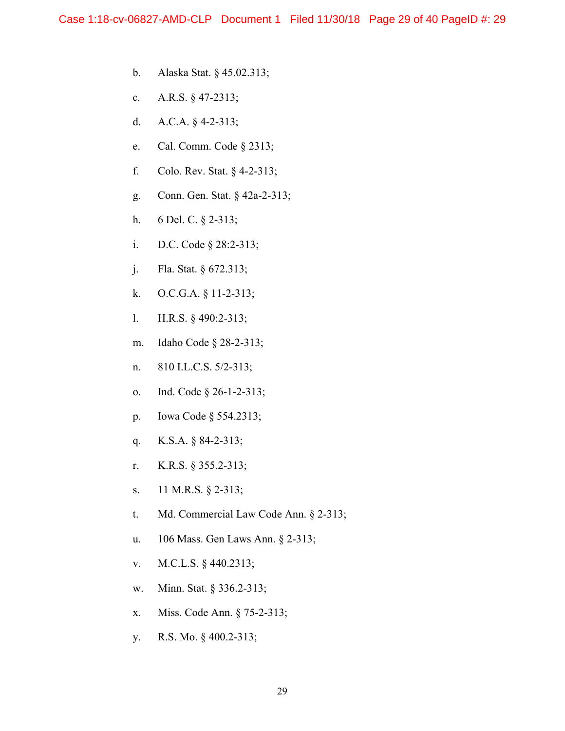b. Alaska Stat. § 45.02.313;

c. A.R.S. § 47-2313;

d. A.C.A. § 4-2-313;

e. Cal. Comm. Code § 2313;

f. Colo. Rev. Stat. § 4-2-313;

g. Conn. Gen. Stat. § 42a-2-313;

h. 6 Del. C. § 2-313;

i. D.C. Code § 28:2-313;

j. Fla. Stat. § 672.313;

k. O.C.G.A. § 11-2-313;

l. H.R.S. § 490:2-313;

m. Idaho Code § 28-2-313;

n. 810 I.L.C.S. 5/2-313;

o. Ind. Code § 26-1-2-313;

p. Iowa Code § 554.2313;

q. K.S.A. § 84-2-313;

r. K.R.S. § 355.2-313;

s. 11 M.R.S. § 2-313;

t. Md. Commercial Law Code Ann. § 2-313;

u. 106 Mass. Gen Laws Ann. § 2-313;

v. M.C.L.S. § 440.2313;

w. Minn. Stat. § 336.2-313;

x. Miss. Code Ann. § 75-2-313;

y. R.S. Mo. § 400.2-313;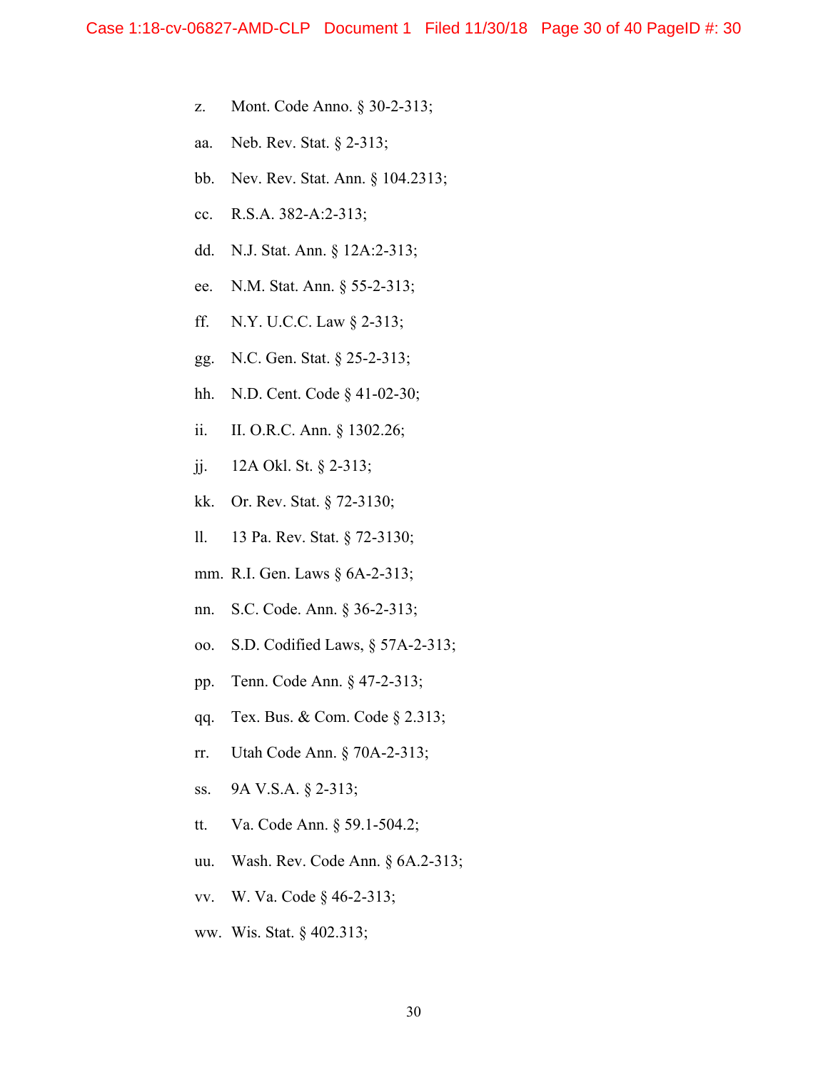z. Mont. Code Anno. § 30-2-313;

aa. Neb. Rev. Stat. § 2-313;

bb. Nev. Rev. Stat. Ann. § 104.2313;

cc. R.S.A. 382-A:2-313;

dd. N.J. Stat. Ann. § 12A:2-313;

ee. N.M. Stat. Ann. § 55-2-313;

ff. N.Y. U.C.C. Law § 2-313;

gg. N.C. Gen. Stat. § 25-2-313;

hh. N.D. Cent. Code § 41-02-30;

ii. II. O.R.C. Ann. § 1302.26;

jj. 12A Okl. St. § 2-313;

kk. Or. Rev. Stat. § 72-3130;

ll. 13 Pa. Rev. Stat. § 72-3130;

mm. R.I. Gen. Laws § 6A-2-313;

nn. S.C. Code. Ann. § 36-2-313;

oo. S.D. Codified Laws, § 57A-2-313;

pp. Tenn. Code Ann. § 47-2-313;

qq. Tex. Bus. & Com. Code § 2.313;

rr. Utah Code Ann. § 70A-2-313;

ss. 9A V.S.A. § 2-313;

tt. Va. Code Ann. § 59.1-504.2;

uu. Wash. Rev. Code Ann. § 6A.2-313;

vv. W. Va. Code § 46-2-313;

ww. Wis. Stat. § 402.313;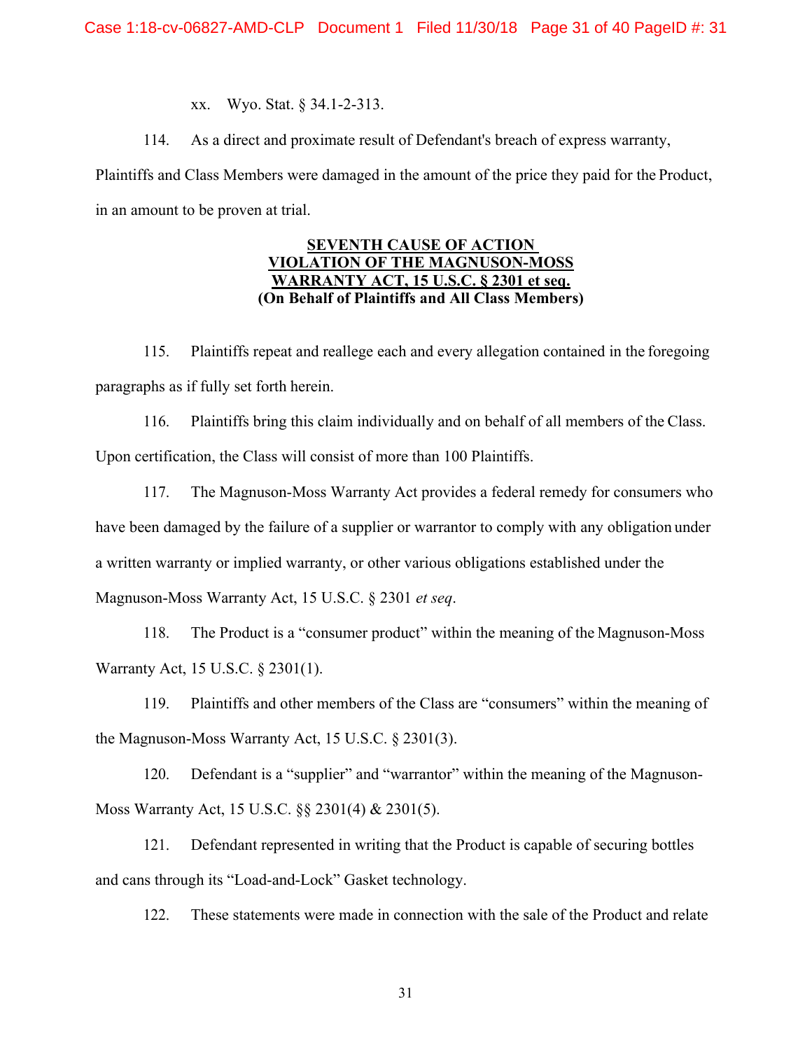xx. Wyo. Stat. § 34.1-2-313.

114. As a direct and proximate result of Defendant's breach of express warranty, Plaintiffs and Class Members were damaged in the amount of the price they paid for the Product, in an amount to be proven at trial.

**SEVENTH CAUSE OF ACTION**
**VIOLATION OF THE MAGNUSON-MOSS WARRANTY ACT, 15 U.S.C. § 2301 et seq.**
**(On Behalf of Plaintiffs and All Class Members)**

115. Plaintiffs repeat and reallege each and every allegation contained in the foregoing paragraphs as if fully set forth herein.

116. Plaintiffs bring this claim individually and on behalf of all members of the Class. Upon certification, the Class will consist of more than 100 Plaintiffs.

117. The Magnuson-Moss Warranty Act provides a federal remedy for consumers who have been damaged by the failure of a supplier or warrantor to comply with any obligation under a written warranty or implied warranty, or other various obligations established under the Magnuson-Moss Warranty Act, 15 U.S.C. § 2301 *et seq*.

118. The Product is a "consumer product" within the meaning of the Magnuson-Moss Warranty Act, 15 U.S.C. § 2301(1).

119. Plaintiffs and other members of the Class are "consumers" within the meaning of the Magnuson-Moss Warranty Act, 15 U.S.C. § 2301(3).

120. Defendant is a "supplier" and "warrantor" within the meaning of the Magnuson-Moss Warranty Act, 15 U.S.C. §§ 2301(4) & 2301(5).

121. Defendant represented in writing that the Product is capable of securing bottles and cans through its "Load-and-Lock" Gasket technology.

122. These statements were made in connection with the sale of the Product and relate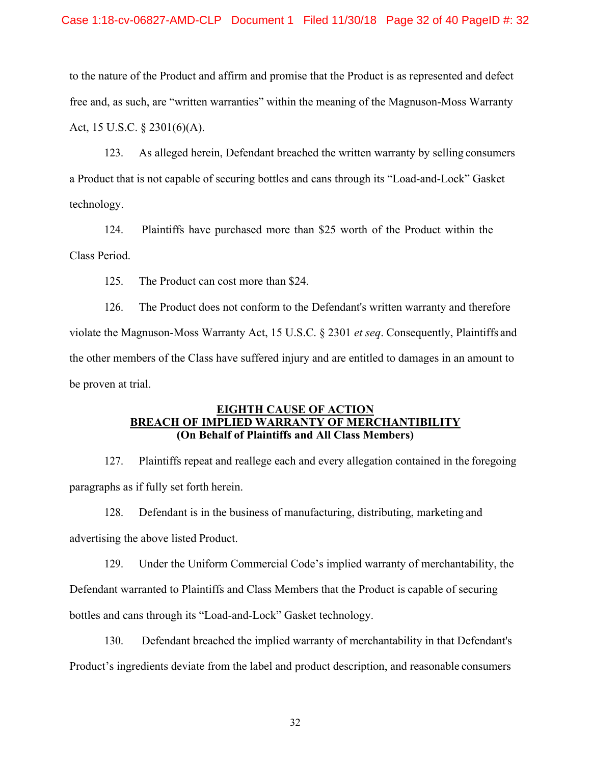to the nature of the Product and affirm and promise that the Product is as represented and defect free and, as such, are "written warranties" within the meaning of the Magnuson-Moss Warranty Act, 15 U.S.C. § 2301(6)(A).

123. As alleged herein, Defendant breached the written warranty by selling consumers a Product that is not capable of securing bottles and cans through its "Load-and-Lock" Gasket technology.

124. Plaintiffs have purchased more than $25 worth of the Product within the Class Period.

125. The Product can cost more than $24.

126. The Product does not conform to the Defendant's written warranty and therefore violate the Magnuson-Moss Warranty Act, 15 U.S.C. § 2301 *et seq*. Consequently, Plaintiffs and the other members of the Class have suffered injury and are entitled to damages in an amount to be proven at trial.

**EIGHTH CAUSE OF ACTION**
**BREACH OF IMPLIED WARRANTY OF MERCHANTIBILITY**
**(On Behalf of Plaintiffs and All Class Members)**

127. Plaintiffs repeat and reallege each and every allegation contained in the foregoing paragraphs as if fully set forth herein.

128. Defendant is in the business of manufacturing, distributing, marketing and advertising the above listed Product.

129. Under the Uniform Commercial Code's implied warranty of merchantability, the Defendant warranted to Plaintiffs and Class Members that the Product is capable of securing bottles and cans through its "Load-and-Lock" Gasket technology.

130. Defendant breached the implied warranty of merchantability in that Defendant's Product's ingredients deviate from the label and product description, and reasonable consumers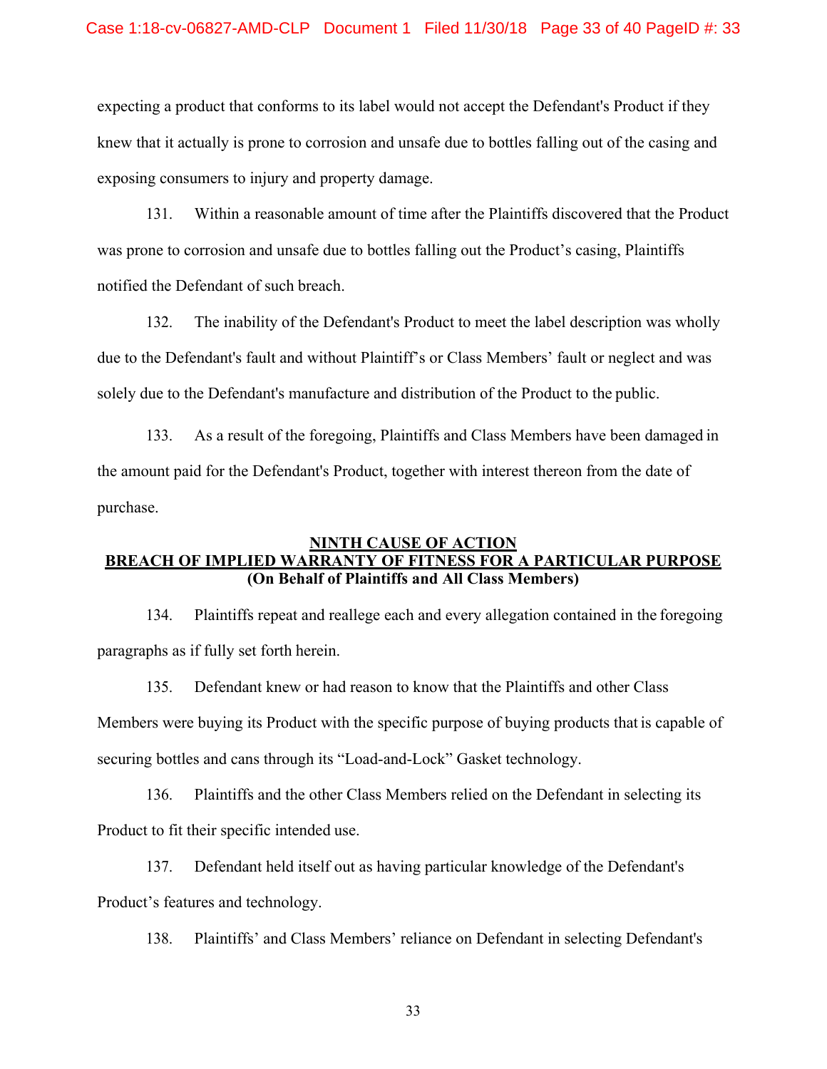expecting a product that conforms to its label would not accept the Defendant's Product if they knew that it actually is prone to corrosion and unsafe due to bottles falling out of the casing and exposing consumers to injury and property damage.

131. Within a reasonable amount of time after the Plaintiffs discovered that the Product was prone to corrosion and unsafe due to bottles falling out the Product's casing, Plaintiffs notified the Defendant of such breach.

132. The inability of the Defendant's Product to meet the label description was wholly due to the Defendant's fault and without Plaintiff's or Class Members' fault or neglect and was solely due to the Defendant's manufacture and distribution of the Product to the public.

133. As a result of the foregoing, Plaintiffs and Class Members have been damaged in the amount paid for the Defendant's Product, together with interest thereon from the date of purchase.

**NINTH CAUSE OF ACTION**
**BREACH OF IMPLIED WARRANTY OF FITNESS FOR A PARTICULAR PURPOSE**
**(On Behalf of Plaintiffs and All Class Members)**

134. Plaintiffs repeat and reallege each and every allegation contained in the foregoing paragraphs as if fully set forth herein.

135. Defendant knew or had reason to know that the Plaintiffs and other Class Members were buying its Product with the specific purpose of buying products that is capable of securing bottles and cans through its "Load-and-Lock" Gasket technology.

136. Plaintiffs and the other Class Members relied on the Defendant in selecting its Product to fit their specific intended use.

137. Defendant held itself out as having particular knowledge of the Defendant's Product's features and technology.

138. Plaintiffs' and Class Members' reliance on Defendant in selecting Defendant's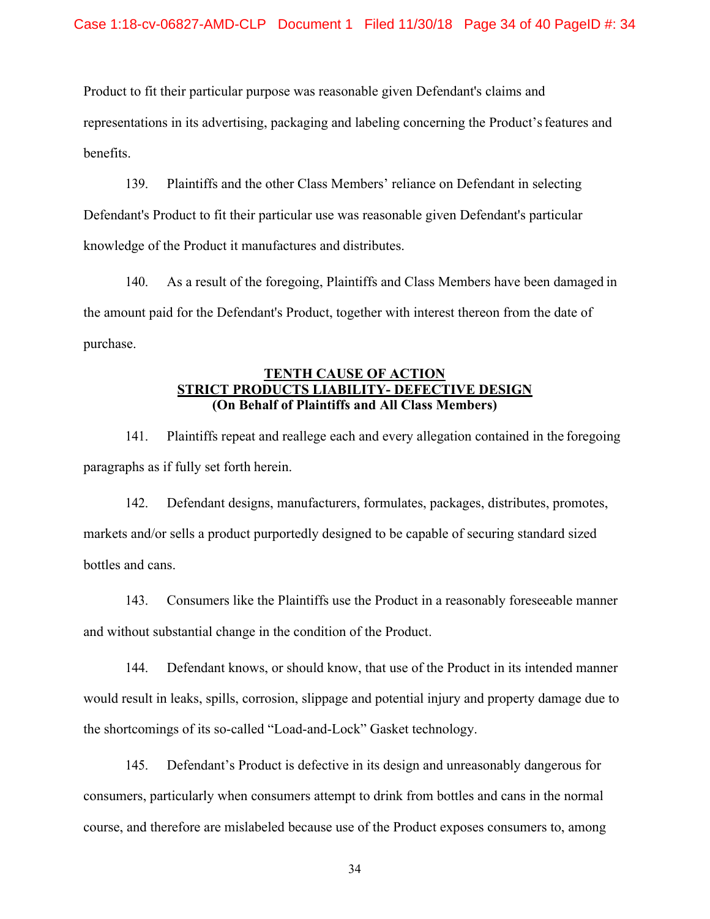Product to fit their particular purpose was reasonable given Defendant's claims and representations in its advertising, packaging and labeling concerning the Product's features and benefits.

139. Plaintiffs and the other Class Members' reliance on Defendant in selecting Defendant's Product to fit their particular use was reasonable given Defendant's particular knowledge of the Product it manufactures and distributes.

140. As a result of the foregoing, Plaintiffs and Class Members have been damaged in the amount paid for the Defendant's Product, together with interest thereon from the date of purchase.

**TENTH CAUSE OF ACTION**
**STRICT PRODUCTS LIABILITY- DEFECTIVE DESIGN**
**(On Behalf of Plaintiffs and All Class Members)**

141. Plaintiffs repeat and reallege each and every allegation contained in the foregoing paragraphs as if fully set forth herein.

142. Defendant designs, manufacturers, formulates, packages, distributes, promotes, markets and/or sells a product purportedly designed to be capable of securing standard sized bottles and cans.

143. Consumers like the Plaintiffs use the Product in a reasonably foreseeable manner and without substantial change in the condition of the Product.

144. Defendant knows, or should know, that use of the Product in its intended manner would result in leaks, spills, corrosion, slippage and potential injury and property damage due to the shortcomings of its so-called "Load-and-Lock" Gasket technology.

145. Defendant's Product is defective in its design and unreasonably dangerous for consumers, particularly when consumers attempt to drink from bottles and cans in the normal course, and therefore are mislabeled because use of the Product exposes consumers to, among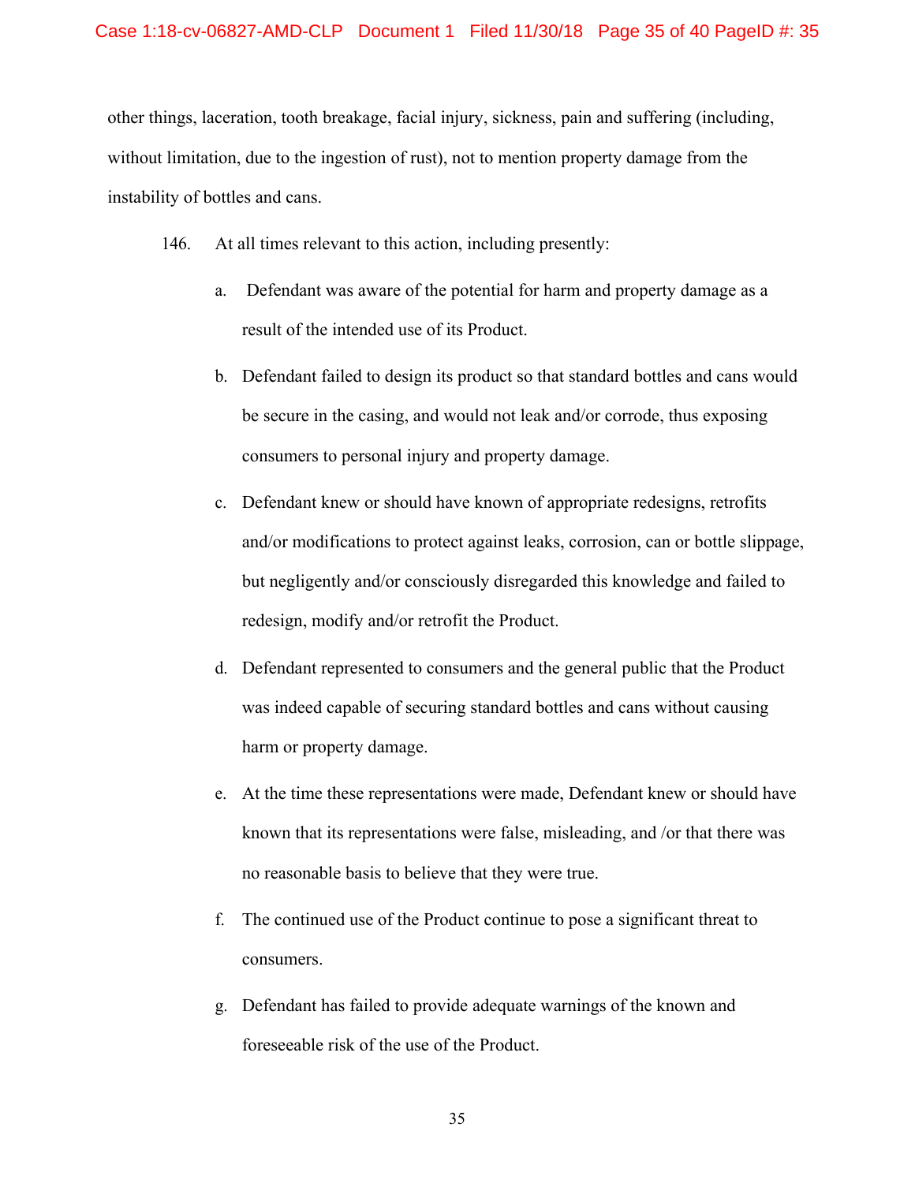other things, laceration, tooth breakage, facial injury, sickness, pain and suffering (including, without limitation, due to the ingestion of rust), not to mention property damage from the instability of bottles and cans.

146. At all times relevant to this action, including presently:

a. Defendant was aware of the potential for harm and property damage as a result of the intended use of its Product.

b. Defendant failed to design its product so that standard bottles and cans would be secure in the casing, and would not leak and/or corrode, thus exposing consumers to personal injury and property damage.

c. Defendant knew or should have known of appropriate redesigns, retrofits and/or modifications to protect against leaks, corrosion, can or bottle slippage, but negligently and/or consciously disregarded this knowledge and failed to redesign, modify and/or retrofit the Product.

d. Defendant represented to consumers and the general public that the Product was indeed capable of securing standard bottles and cans without causing harm or property damage.

e. At the time these representations were made, Defendant knew or should have known that its representations were false, misleading, and /or that there was no reasonable basis to believe that they were true.

f. The continued use of the Product continue to pose a significant threat to consumers.

g. Defendant has failed to provide adequate warnings of the known and foreseeable risk of the use of the Product.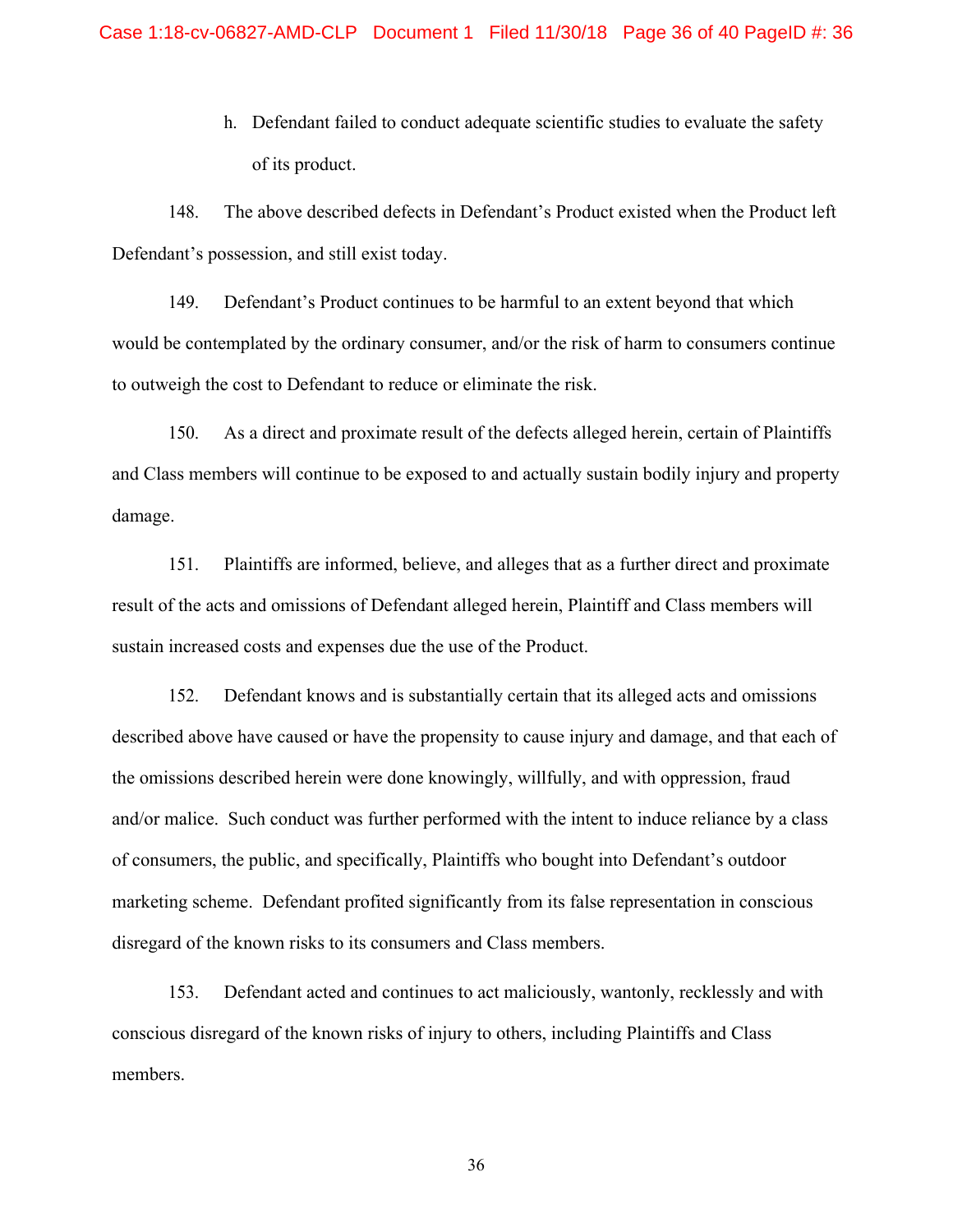h. Defendant failed to conduct adequate scientific studies to evaluate the safety of its product.

148. The above described defects in Defendant's Product existed when the Product left Defendant's possession, and still exist today.

149. Defendant's Product continues to be harmful to an extent beyond that which would be contemplated by the ordinary consumer, and/or the risk of harm to consumers continue to outweigh the cost to Defendant to reduce or eliminate the risk.

150. As a direct and proximate result of the defects alleged herein, certain of Plaintiffs and Class members will continue to be exposed to and actually sustain bodily injury and property damage.

151. Plaintiffs are informed, believe, and alleges that as a further direct and proximate result of the acts and omissions of Defendant alleged herein, Plaintiff and Class members will sustain increased costs and expenses due the use of the Product.

152. Defendant knows and is substantially certain that its alleged acts and omissions described above have caused or have the propensity to cause injury and damage, and that each of the omissions described herein were done knowingly, willfully, and with oppression, fraud and/or malice. Such conduct was further performed with the intent to induce reliance by a class of consumers, the public, and specifically, Plaintiffs who bought into Defendant's outdoor marketing scheme. Defendant profited significantly from its false representation in conscious disregard of the known risks to its consumers and Class members.

153. Defendant acted and continues to act maliciously, wantonly, recklessly and with conscious disregard of the known risks of injury to others, including Plaintiffs and Class members.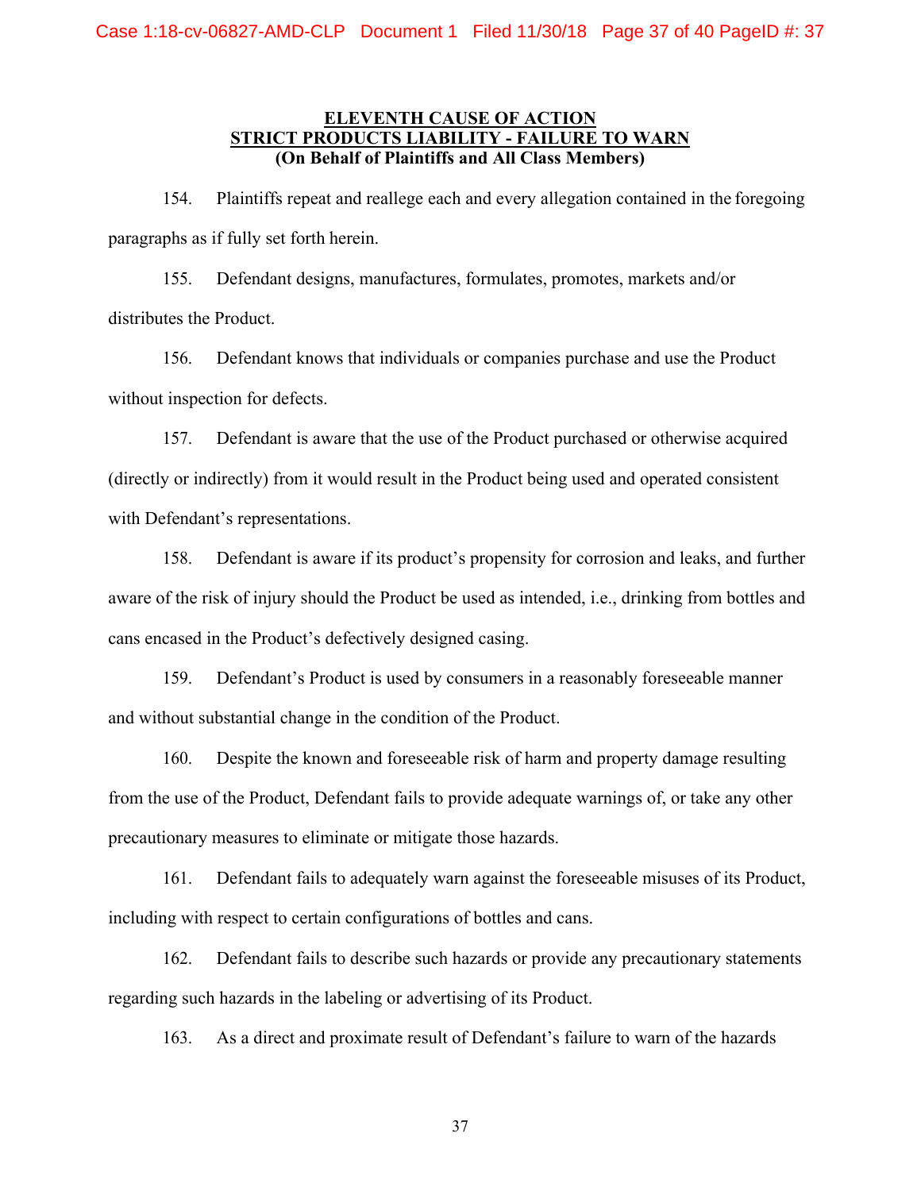**ELEVENTH CAUSE OF ACTION**
**STRICT PRODUCTS LIABILITY - FAILURE TO WARN**
**(On Behalf of Plaintiffs and All Class Members)**

154. Plaintiffs repeat and reallege each and every allegation contained in the foregoing paragraphs as if fully set forth herein.

155. Defendant designs, manufactures, formulates, promotes, markets and/or distributes the Product.

156. Defendant knows that individuals or companies purchase and use the Product without inspection for defects.

157. Defendant is aware that the use of the Product purchased or otherwise acquired (directly or indirectly) from it would result in the Product being used and operated consistent with Defendant's representations.

158. Defendant is aware if its product's propensity for corrosion and leaks, and further aware of the risk of injury should the Product be used as intended, i.e., drinking from bottles and cans encased in the Product's defectively designed casing.

159. Defendant's Product is used by consumers in a reasonably foreseeable manner and without substantial change in the condition of the Product.

160. Despite the known and foreseeable risk of harm and property damage resulting from the use of the Product, Defendant fails to provide adequate warnings of, or take any other precautionary measures to eliminate or mitigate those hazards.

161. Defendant fails to adequately warn against the foreseeable misuses of its Product, including with respect to certain configurations of bottles and cans.

162. Defendant fails to describe such hazards or provide any precautionary statements regarding such hazards in the labeling or advertising of its Product.

163. As a direct and proximate result of Defendant's failure to warn of the hazards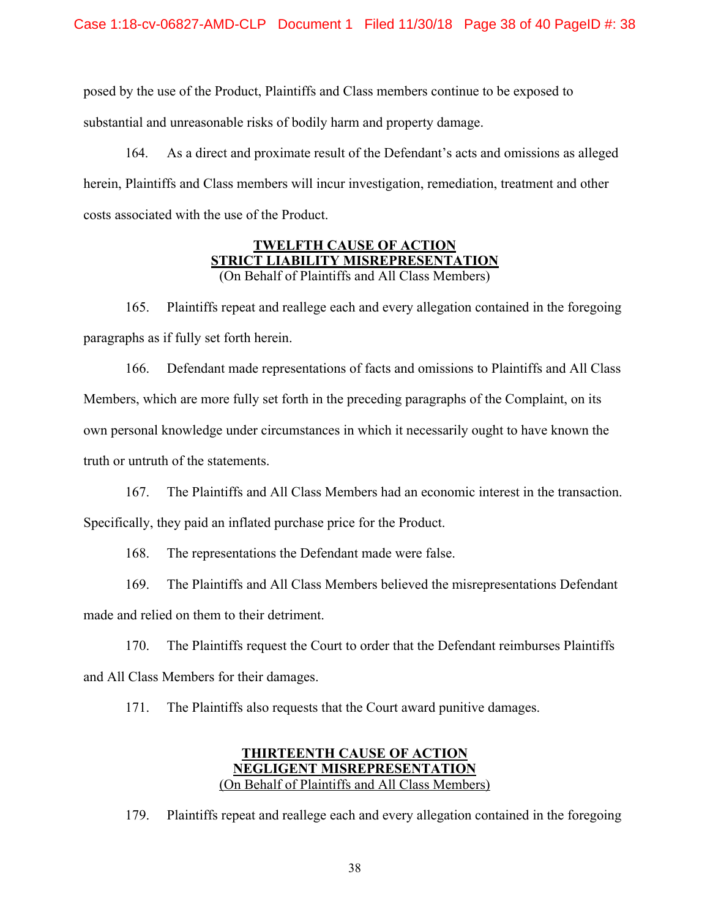posed by the use of the Product, Plaintiffs and Class members continue to be exposed to substantial and unreasonable risks of bodily harm and property damage.

164. As a direct and proximate result of the Defendant's acts and omissions as alleged herein, Plaintiffs and Class members will incur investigation, remediation, treatment and other costs associated with the use of the Product.

**TWELFTH CAUSE OF ACTION**
**STRICT LIABILITY MISREPRESENTATION**
(On Behalf of Plaintiffs and All Class Members)

165. Plaintiffs repeat and reallege each and every allegation contained in the foregoing paragraphs as if fully set forth herein.

166. Defendant made representations of facts and omissions to Plaintiffs and All Class Members, which are more fully set forth in the preceding paragraphs of the Complaint, on its own personal knowledge under circumstances in which it necessarily ought to have known the truth or untruth of the statements.

167. The Plaintiffs and All Class Members had an economic interest in the transaction. Specifically, they paid an inflated purchase price for the Product.

168. The representations the Defendant made were false.

169. The Plaintiffs and All Class Members believed the misrepresentations Defendant made and relied on them to their detriment.

170. The Plaintiffs request the Court to order that the Defendant reimburses Plaintiffs and All Class Members for their damages.

171. The Plaintiffs also requests that the Court award punitive damages.

**THIRTEENTH CAUSE OF ACTION**
**NEGLIGENT MISREPRESENTATION**
(On Behalf of Plaintiffs and All Class Members)

179. Plaintiffs repeat and reallege each and every allegation contained in the foregoing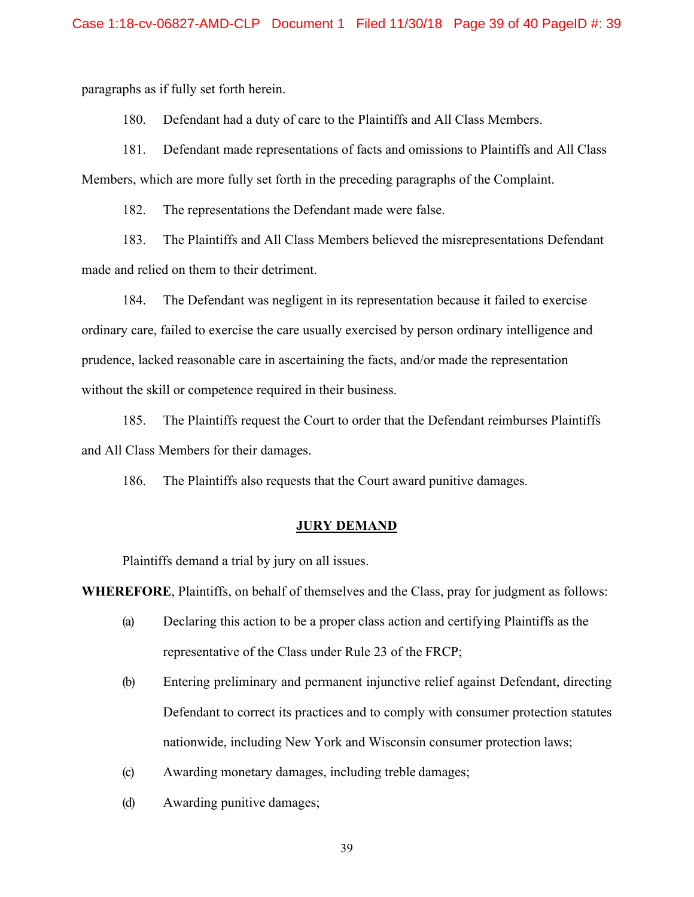paragraphs as if fully set forth herein.

180. Defendant had a duty of care to the Plaintiffs and All Class Members.

181. Defendant made representations of facts and omissions to Plaintiffs and All Class Members, which are more fully set forth in the preceding paragraphs of the Complaint.

182. The representations the Defendant made were false.

183. The Plaintiffs and All Class Members believed the misrepresentations Defendant made and relied on them to their detriment.

184. The Defendant was negligent in its representation because it failed to exercise ordinary care, failed to exercise the care usually exercised by person ordinary intelligence and prudence, lacked reasonable care in ascertaining the facts, and/or made the representation without the skill or competence required in their business.

185. The Plaintiffs request the Court to order that the Defendant reimburses Plaintiffs and All Class Members for their damages.

186. The Plaintiffs also requests that the Court award punitive damages.

## JURY DEMAND

Plaintiffs demand a trial by jury on all issues.

**WHEREFORE**, Plaintiffs, on behalf of themselves and the Class, pray for judgment as follows:

(a) Declaring this action to be a proper class action and certifying Plaintiffs as the representative of the Class under Rule 23 of the FRCP;

(b) Entering preliminary and permanent injunctive relief against Defendant, directing Defendant to correct its practices and to comply with consumer protection statutes nationwide, including New York and Wisconsin consumer protection laws;

(c) Awarding monetary damages, including treble damages;

(d) Awarding punitive damages;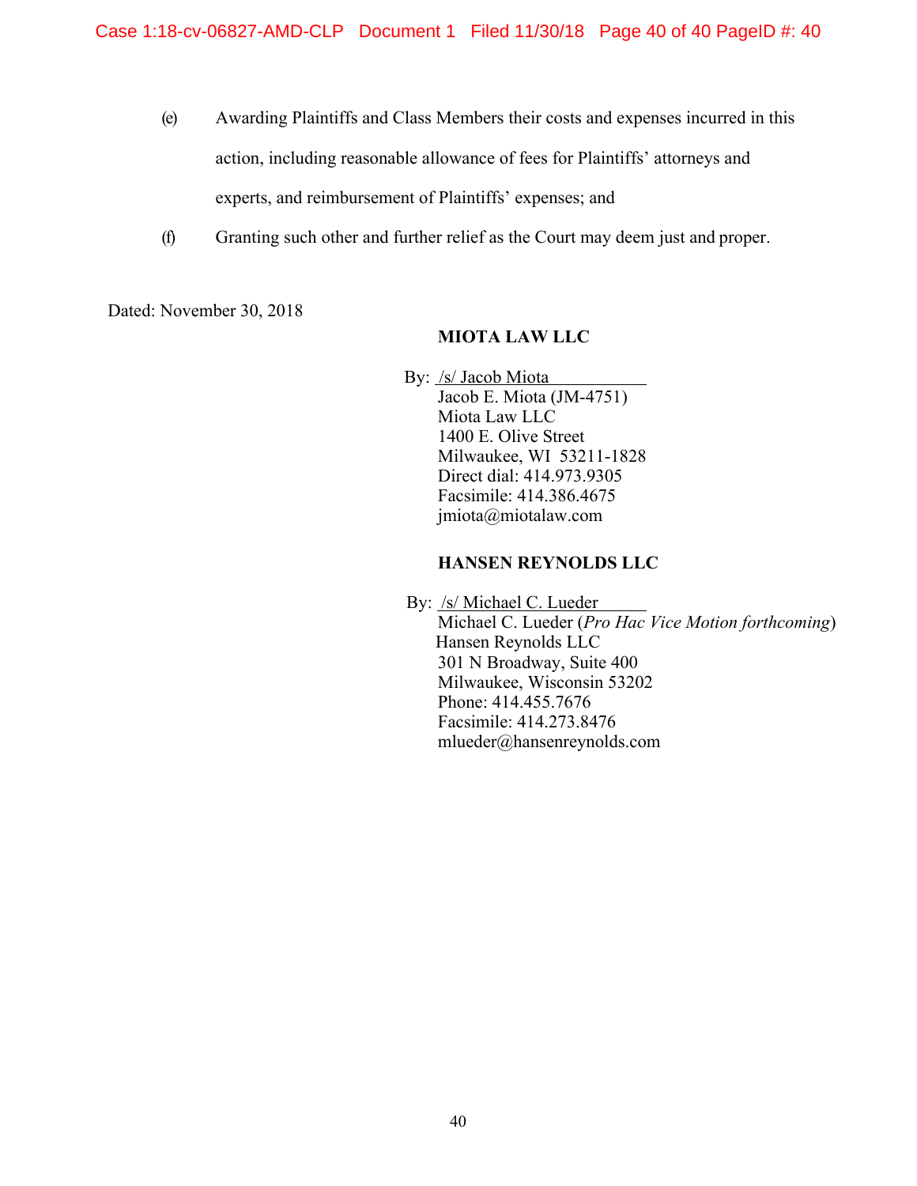(e) Awarding Plaintiffs and Class Members their costs and expenses incurred in this action, including reasonable allowance of fees for Plaintiffs' attorneys and experts, and reimbursement of Plaintiffs' expenses; and

(f) Granting such other and further relief as the Court may deem just and proper.

Dated: November 30, 2018

**MIOTA LAW LLC**

By: /s/ Jacob Miota
Jacob E. Miota (JM-4751)
Miota Law LLC
1400 E. Olive Street
Milwaukee, WI 53211-1828
Direct dial: 414.973.9305
Facsimile: 414.386.4675
jmiota@miotalaw.com

**HANSEN REYNOLDS LLC**

By: /s/ Michael C. Lueder
Michael C. Lueder (*Pro Hac Vice Motion forthcoming*)
Hansen Reynolds LLC
301 N Broadway, Suite 400
Milwaukee, Wisconsin 53202
Phone: 414.455.7676
Facsimile: 414.273.8476
mlueder@hansenreynolds.com